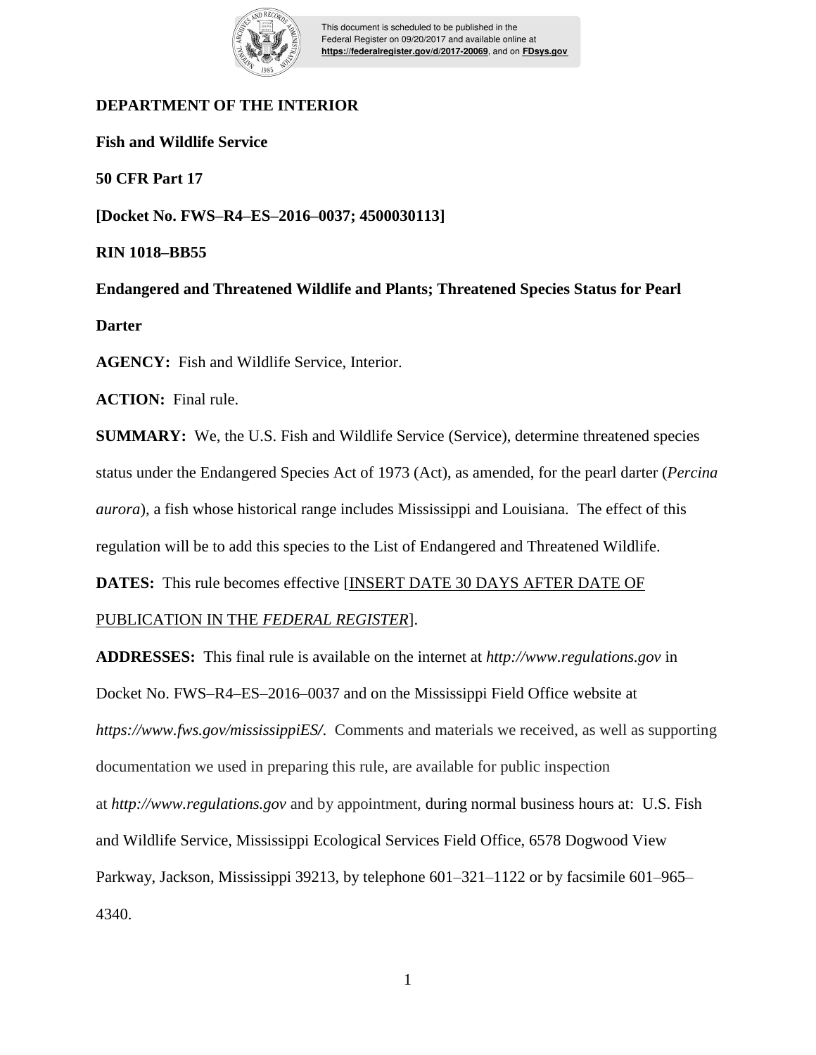**DEPARTMENT OF THE INTERIOR**

**Fish and Wildlife Service**

**50 CFR Part 17**

**[Docket No. FWS–R4–ES–2016–0037; 4500030113]**

**RIN 1018–BB55**

**Endangered and Threatened Wildlife and Plants; Threatened Species Status for Pearl Darter**

**AGENCY:** Fish and Wildlife Service, Interior.

**ACTION:** Final rule.

**SUMMARY:** We, the U.S. Fish and Wildlife Service (Service), determine threatened species status under the Endangered Species Act of 1973 (Act), as amended, for the pearl darter (*Percina aurora*), a fish whose historical range includes Mississippi and Louisiana. The effect of this regulation will be to add this species to the List of Endangered and Threatened Wildlife.

**DATES:** This rule becomes effective [INSERT DATE 30 DAYS AFTER DATE OF PUBLICATION IN THE *FEDERAL REGISTER*].

**ADDRESSES:** This final rule is available on the internet at *http://www.regulations.gov* in Docket No. FWS–R4–ES–2016–0037 and on the Mississippi Field Office website at *https://www.fws.gov/mississippiES/*. Comments and materials we received, as well as supporting documentation we used in preparing this rule, are available for public inspection at *http://www.regulations.gov* and by appointment, during normal business hours at: U.S. Fish and Wildlife Service, Mississippi Ecological Services Field Office, 6578 Dogwood View Parkway, Jackson, Mississippi 39213, by telephone 601–321–1122 or by facsimile 601–965–4340.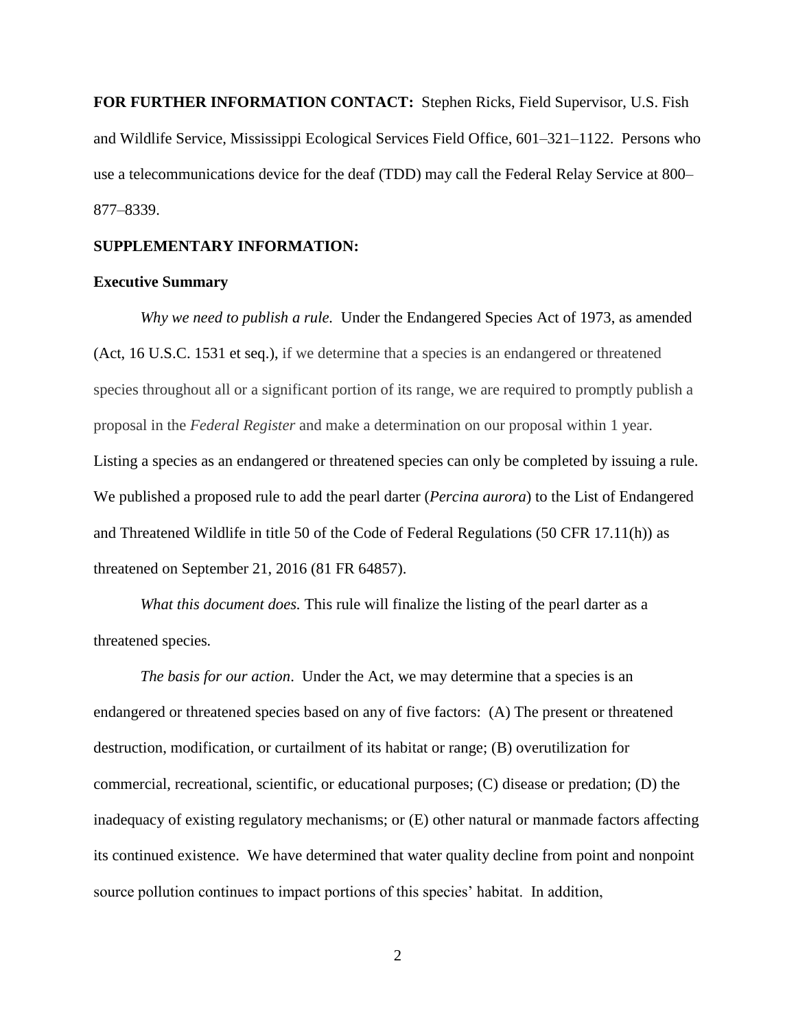**FOR FURTHER INFORMATION CONTACT:** Stephen Ricks, Field Supervisor, U.S. Fish and Wildlife Service, Mississippi Ecological Services Field Office, 601–321–1122. Persons who use a telecommunications device for the deaf (TDD) may call the Federal Relay Service at 800–877–8339.

**SUPPLEMENTARY INFORMATION:**

**Executive Summary**

*Why we need to publish a rule.* Under the Endangered Species Act of 1973, as amended (Act, 16 U.S.C. 1531 et seq.), if we determine that a species is an endangered or threatened species throughout all or a significant portion of its range, we are required to promptly publish a proposal in the *Federal Register* and make a determination on our proposal within 1 year. Listing a species as an endangered or threatened species can only be completed by issuing a rule. We published a proposed rule to add the pearl darter (*Percina aurora*) to the List of Endangered and Threatened Wildlife in title 50 of the Code of Federal Regulations (50 CFR 17.11(h)) as threatened on September 21, 2016 (81 FR 64857).

*What this document does.* This rule will finalize the listing of the pearl darter as a threatened species.

*The basis for our action*. Under the Act, we may determine that a species is an endangered or threatened species based on any of five factors: (A) The present or threatened destruction, modification, or curtailment of its habitat or range; (B) overutilization for commercial, recreational, scientific, or educational purposes; (C) disease or predation; (D) the inadequacy of existing regulatory mechanisms; or (E) other natural or manmade factors affecting its continued existence. We have determined that water quality decline from point and nonpoint source pollution continues to impact portions of this species' habitat. In addition,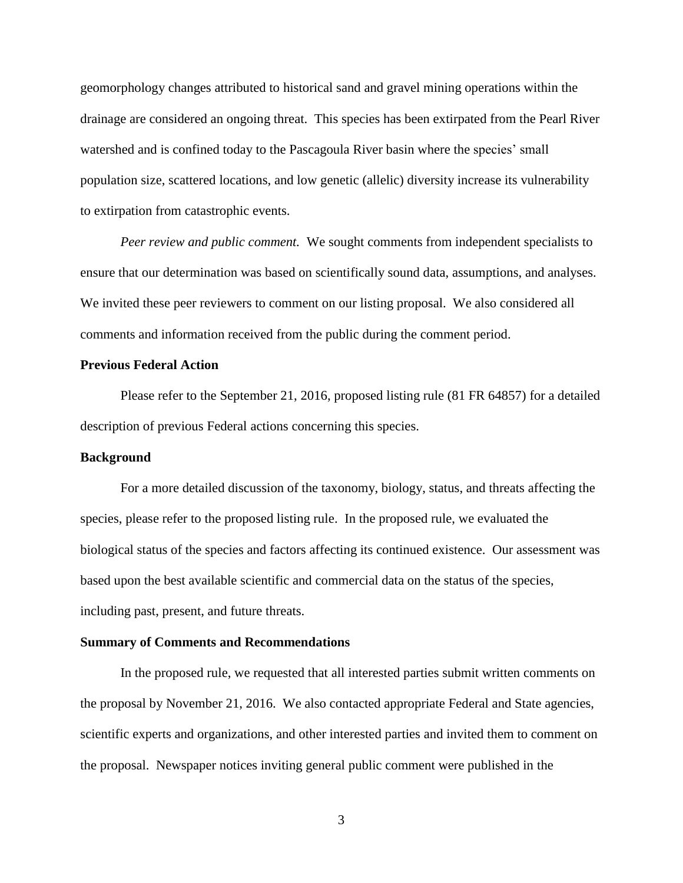geomorphology changes attributed to historical sand and gravel mining operations within the drainage are considered an ongoing threat. This species has been extirpated from the Pearl River watershed and is confined today to the Pascagoula River basin where the species' small population size, scattered locations, and low genetic (allelic) diversity increase its vulnerability to extirpation from catastrophic events.

*Peer review and public comment.* We sought comments from independent specialists to ensure that our determination was based on scientifically sound data, assumptions, and analyses. We invited these peer reviewers to comment on our listing proposal. We also considered all comments and information received from the public during the comment period.

**Previous Federal Action**

Please refer to the September 21, 2016, proposed listing rule (81 FR 64857) for a detailed description of previous Federal actions concerning this species.

**Background**

For a more detailed discussion of the taxonomy, biology, status, and threats affecting the species, please refer to the proposed listing rule. In the proposed rule, we evaluated the biological status of the species and factors affecting its continued existence. Our assessment was based upon the best available scientific and commercial data on the status of the species, including past, present, and future threats.

**Summary of Comments and Recommendations**

In the proposed rule, we requested that all interested parties submit written comments on the proposal by November 21, 2016. We also contacted appropriate Federal and State agencies, scientific experts and organizations, and other interested parties and invited them to comment on the proposal. Newspaper notices inviting general public comment were published in the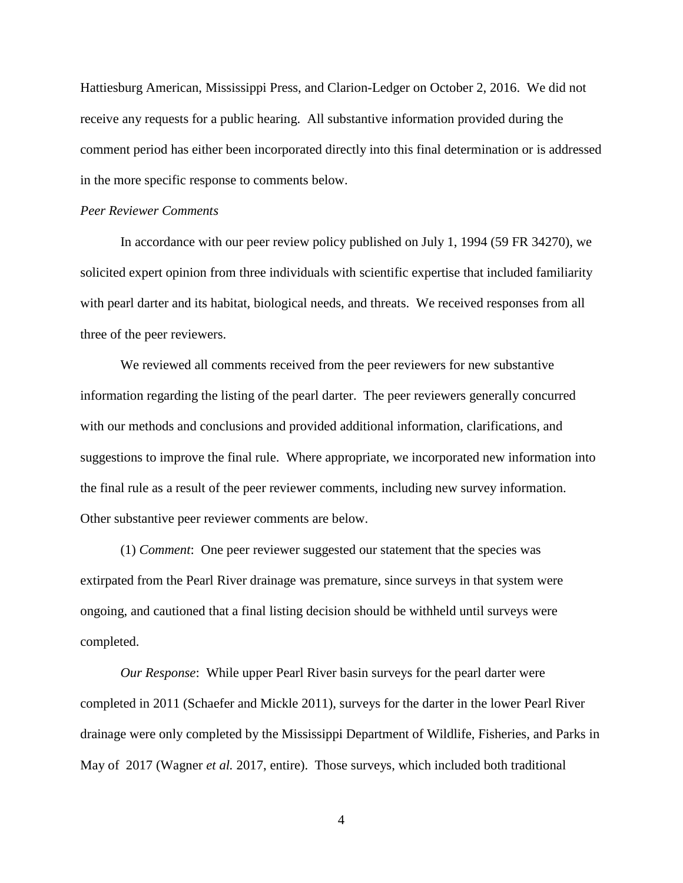Hattiesburg American, Mississippi Press, and Clarion-Ledger on October 2, 2016. We did not receive any requests for a public hearing. All substantive information provided during the comment period has either been incorporated directly into this final determination or is addressed in the more specific response to comments below.

*Peer Reviewer Comments*

In accordance with our peer review policy published on July 1, 1994 (59 FR 34270), we solicited expert opinion from three individuals with scientific expertise that included familiarity with pearl darter and its habitat, biological needs, and threats. We received responses from all three of the peer reviewers.

We reviewed all comments received from the peer reviewers for new substantive information regarding the listing of the pearl darter. The peer reviewers generally concurred with our methods and conclusions and provided additional information, clarifications, and suggestions to improve the final rule. Where appropriate, we incorporated new information into the final rule as a result of the peer reviewer comments, including new survey information. Other substantive peer reviewer comments are below.

(1) *Comment*: One peer reviewer suggested our statement that the species was extirpated from the Pearl River drainage was premature, since surveys in that system were ongoing, and cautioned that a final listing decision should be withheld until surveys were completed.

*Our Response*: While upper Pearl River basin surveys for the pearl darter were completed in 2011 (Schaefer and Mickle 2011), surveys for the darter in the lower Pearl River drainage were only completed by the Mississippi Department of Wildlife, Fisheries, and Parks in May of 2017 (Wagner *et al.* 2017, entire). Those surveys, which included both traditional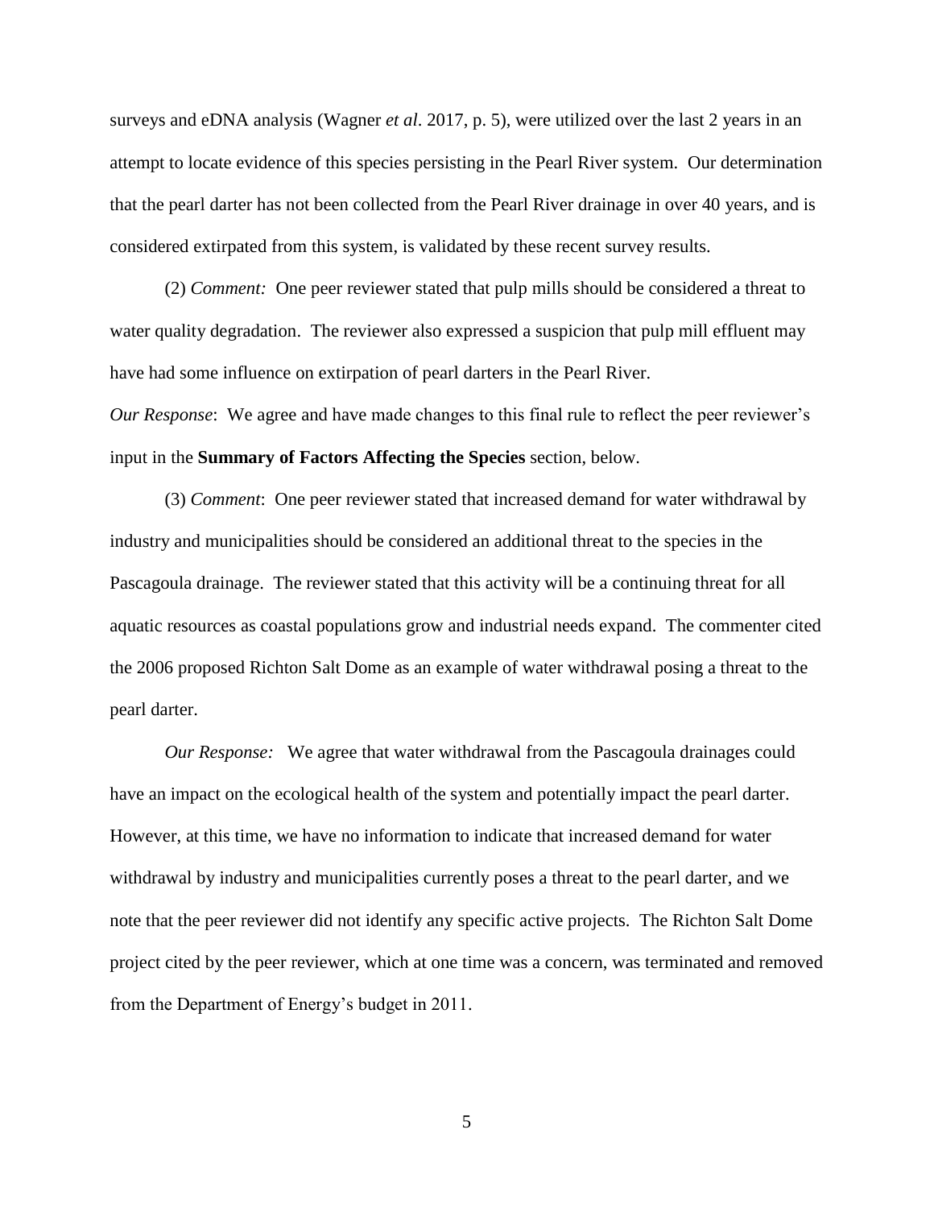surveys and eDNA analysis (Wagner *et al*. 2017, p. 5), were utilized over the last 2 years in an attempt to locate evidence of this species persisting in the Pearl River system. Our determination that the pearl darter has not been collected from the Pearl River drainage in over 40 years, and is considered extirpated from this system, is validated by these recent survey results.

(2) *Comment:* One peer reviewer stated that pulp mills should be considered a threat to water quality degradation. The reviewer also expressed a suspicion that pulp mill effluent may have had some influence on extirpation of pearl darters in the Pearl River.

*Our Response*: We agree and have made changes to this final rule to reflect the peer reviewer's input in the **Summary of Factors Affecting the Species** section, below.

(3) *Comment*: One peer reviewer stated that increased demand for water withdrawal by industry and municipalities should be considered an additional threat to the species in the Pascagoula drainage. The reviewer stated that this activity will be a continuing threat for all aquatic resources as coastal populations grow and industrial needs expand. The commenter cited the 2006 proposed Richton Salt Dome as an example of water withdrawal posing a threat to the pearl darter.

*Our Response:* We agree that water withdrawal from the Pascagoula drainages could have an impact on the ecological health of the system and potentially impact the pearl darter. However, at this time, we have no information to indicate that increased demand for water withdrawal by industry and municipalities currently poses a threat to the pearl darter, and we note that the peer reviewer did not identify any specific active projects. The Richton Salt Dome project cited by the peer reviewer, which at one time was a concern, was terminated and removed from the Department of Energy's budget in 2011.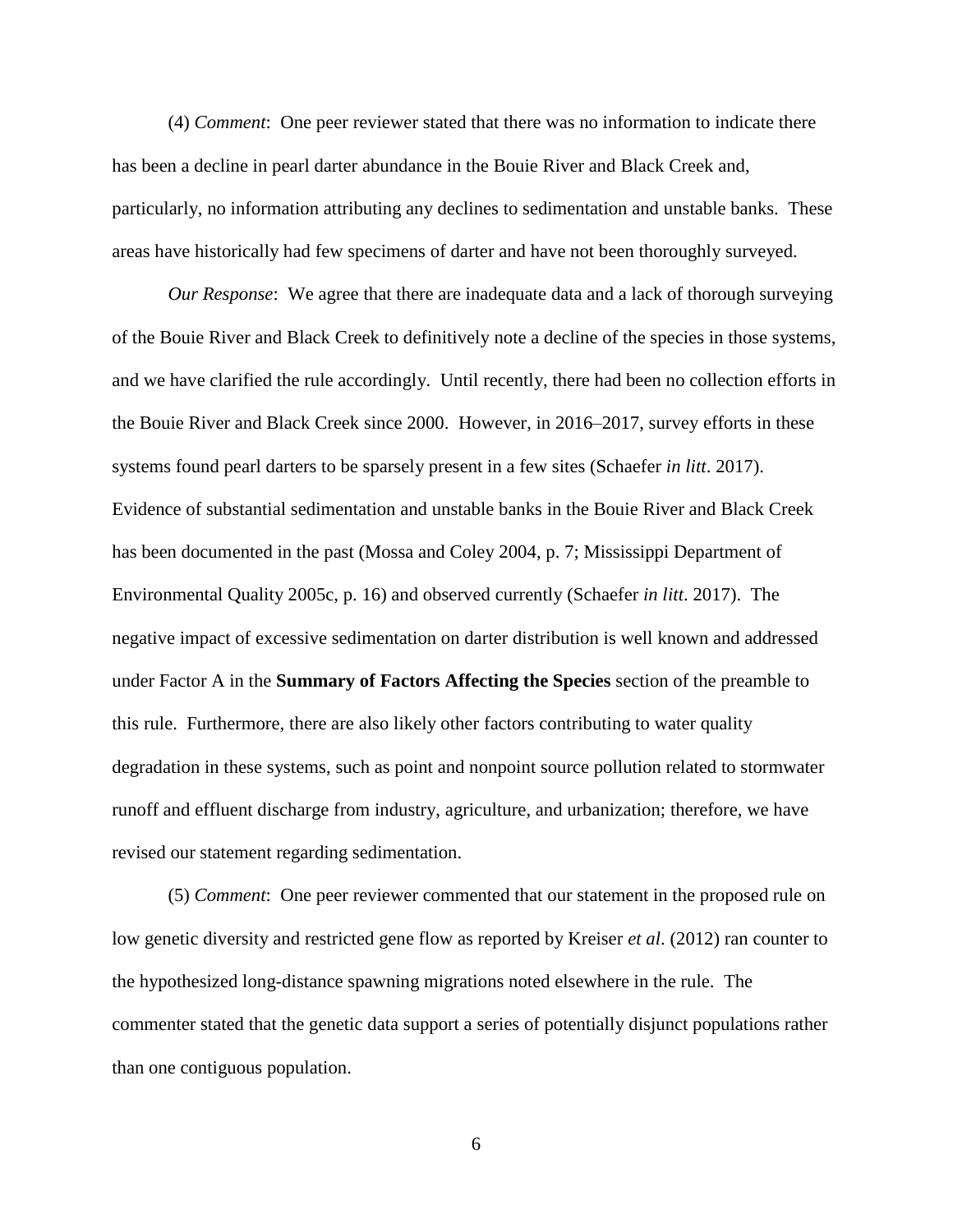(4) *Comment*: One peer reviewer stated that there was no information to indicate there has been a decline in pearl darter abundance in the Bouie River and Black Creek and, particularly, no information attributing any declines to sedimentation and unstable banks. These areas have historically had few specimens of darter and have not been thoroughly surveyed.

*Our Response*: We agree that there are inadequate data and a lack of thorough surveying of the Bouie River and Black Creek to definitively note a decline of the species in those systems, and we have clarified the rule accordingly. Until recently, there had been no collection efforts in the Bouie River and Black Creek since 2000. However, in 2016–2017, survey efforts in these systems found pearl darters to be sparsely present in a few sites (Schaefer *in litt*. 2017). Evidence of substantial sedimentation and unstable banks in the Bouie River and Black Creek has been documented in the past (Mossa and Coley 2004, p. 7; Mississippi Department of Environmental Quality 2005c, p. 16) and observed currently (Schaefer *in litt*. 2017). The negative impact of excessive sedimentation on darter distribution is well known and addressed under Factor A in the **Summary of Factors Affecting the Species** section of the preamble to this rule. Furthermore, there are also likely other factors contributing to water quality degradation in these systems, such as point and nonpoint source pollution related to stormwater runoff and effluent discharge from industry, agriculture, and urbanization; therefore, we have revised our statement regarding sedimentation.

(5) *Comment*: One peer reviewer commented that our statement in the proposed rule on low genetic diversity and restricted gene flow as reported by Kreiser *et al*. (2012) ran counter to the hypothesized long-distance spawning migrations noted elsewhere in the rule. The commenter stated that the genetic data support a series of potentially disjunct populations rather than one contiguous population.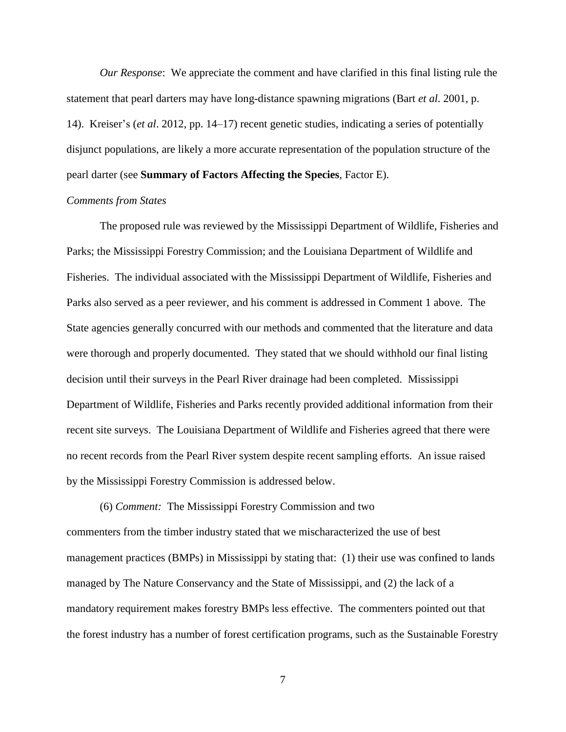*Our Response*: We appreciate the comment and have clarified in this final listing rule the statement that pearl darters may have long-distance spawning migrations (Bart *et al*. 2001, p. 14). Kreiser's (*et al*. 2012, pp. 14–17) recent genetic studies, indicating a series of potentially disjunct populations, are likely a more accurate representation of the population structure of the pearl darter (see **Summary of Factors Affecting the Species**, Factor E).

*Comments from States*

The proposed rule was reviewed by the Mississippi Department of Wildlife, Fisheries and Parks; the Mississippi Forestry Commission; and the Louisiana Department of Wildlife and Fisheries. The individual associated with the Mississippi Department of Wildlife, Fisheries and Parks also served as a peer reviewer, and his comment is addressed in Comment 1 above. The State agencies generally concurred with our methods and commented that the literature and data were thorough and properly documented. They stated that we should withhold our final listing decision until their surveys in the Pearl River drainage had been completed. Mississippi Department of Wildlife, Fisheries and Parks recently provided additional information from their recent site surveys. The Louisiana Department of Wildlife and Fisheries agreed that there were no recent records from the Pearl River system despite recent sampling efforts. An issue raised by the Mississippi Forestry Commission is addressed below.

(6) *Comment:* The Mississippi Forestry Commission and two commenters from the timber industry stated that we mischaracterized the use of best management practices (BMPs) in Mississippi by stating that: (1) their use was confined to lands managed by The Nature Conservancy and the State of Mississippi, and (2) the lack of a mandatory requirement makes forestry BMPs less effective. The commenters pointed out that the forest industry has a number of forest certification programs, such as the Sustainable Forestry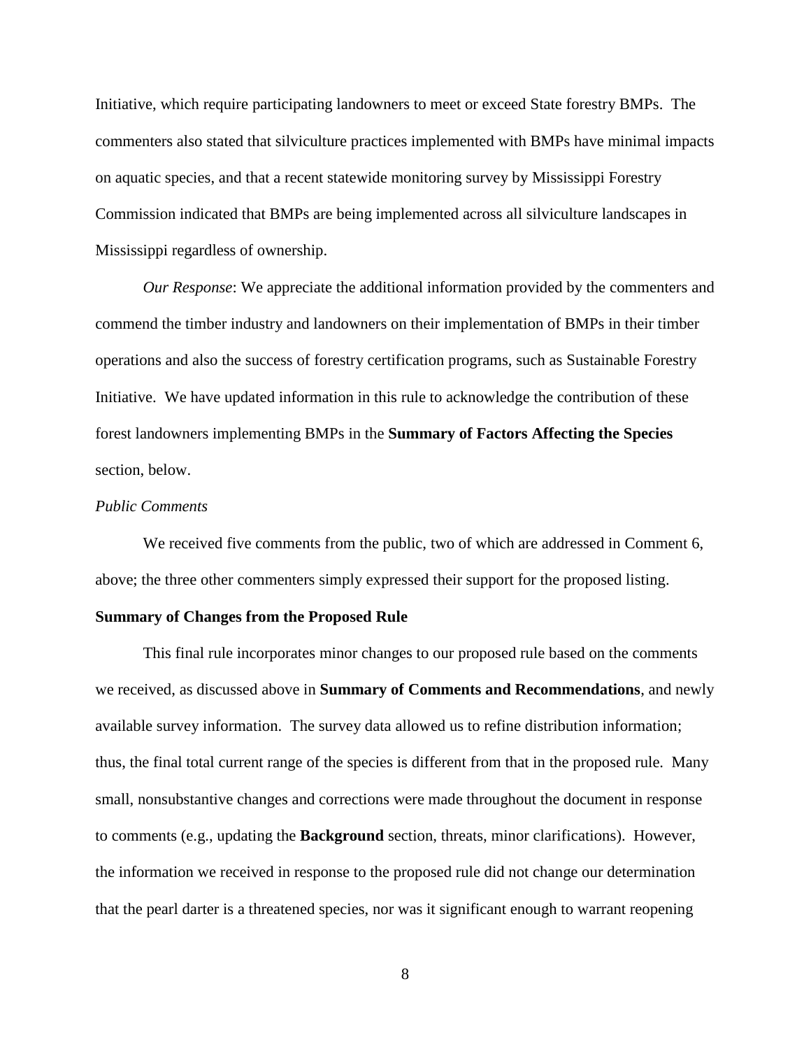Initiative, which require participating landowners to meet or exceed State forestry BMPs. The commenters also stated that silviculture practices implemented with BMPs have minimal impacts on aquatic species, and that a recent statewide monitoring survey by Mississippi Forestry Commission indicated that BMPs are being implemented across all silviculture landscapes in Mississippi regardless of ownership.

*Our Response*: We appreciate the additional information provided by the commenters and commend the timber industry and landowners on their implementation of BMPs in their timber operations and also the success of forestry certification programs, such as Sustainable Forestry Initiative. We have updated information in this rule to acknowledge the contribution of these forest landowners implementing BMPs in the **Summary of Factors Affecting the Species** section, below.

*Public Comments*

We received five comments from the public, two of which are addressed in Comment 6, above; the three other commenters simply expressed their support for the proposed listing.

**Summary of Changes from the Proposed Rule**

This final rule incorporates minor changes to our proposed rule based on the comments we received, as discussed above in **Summary of Comments and Recommendations**, and newly available survey information. The survey data allowed us to refine distribution information; thus, the final total current range of the species is different from that in the proposed rule. Many small, nonsubstantive changes and corrections were made throughout the document in response to comments (e.g., updating the **Background** section, threats, minor clarifications). However, the information we received in response to the proposed rule did not change our determination that the pearl darter is a threatened species, nor was it significant enough to warrant reopening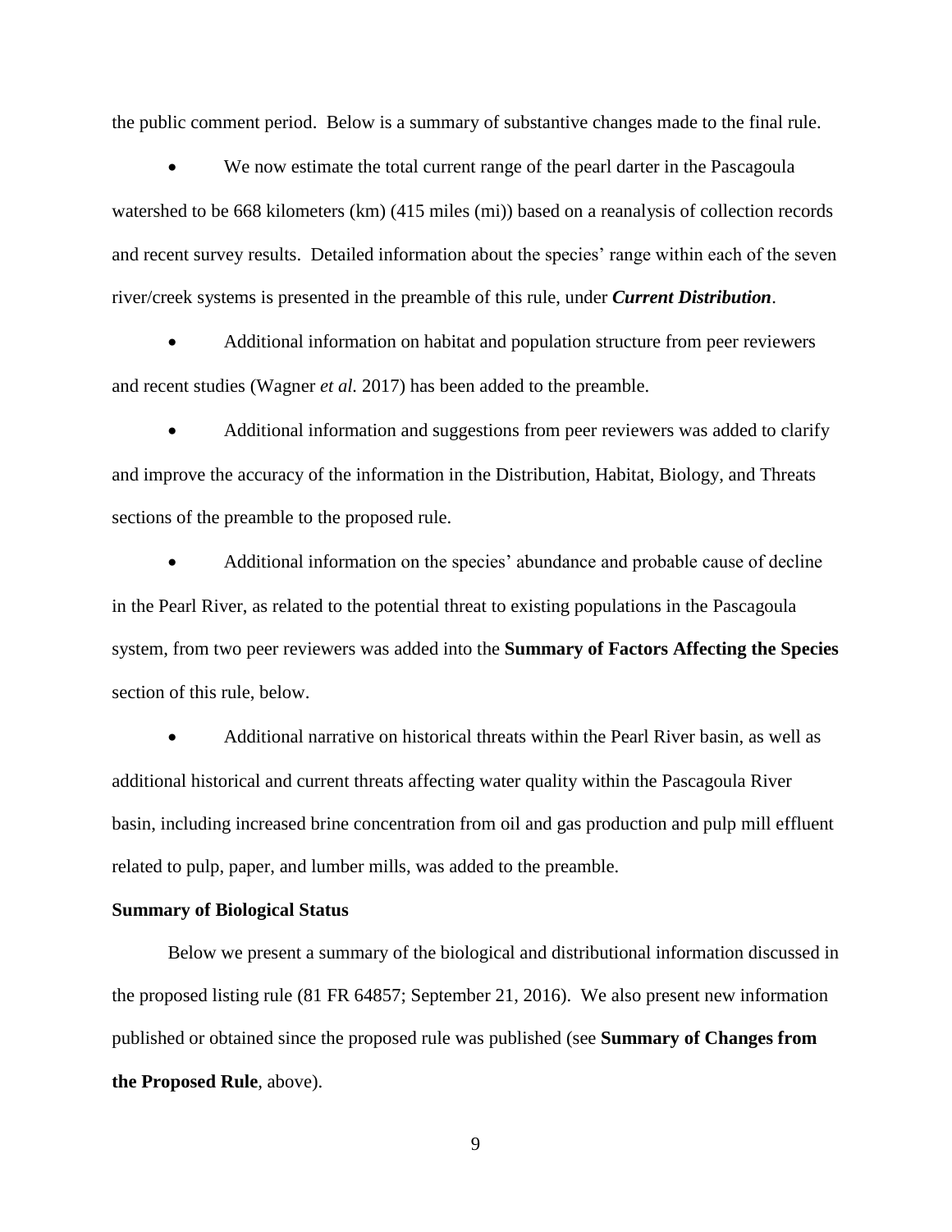the public comment period. Below is a summary of substantive changes made to the final rule.

- We now estimate the total current range of the pearl darter in the Pascagoula watershed to be 668 kilometers (km) (415 miles (mi)) based on a reanalysis of collection records and recent survey results. Detailed information about the species' range within each of the seven river/creek systems is presented in the preamble of this rule, under ***Current Distribution***.

- Additional information on habitat and population structure from peer reviewers and recent studies (Wagner *et al.* 2017) has been added to the preamble.

- Additional information and suggestions from peer reviewers was added to clarify and improve the accuracy of the information in the Distribution, Habitat, Biology, and Threats sections of the preamble to the proposed rule.

- Additional information on the species' abundance and probable cause of decline in the Pearl River, as related to the potential threat to existing populations in the Pascagoula system, from two peer reviewers was added into the **Summary of Factors Affecting the Species** section of this rule, below.

- Additional narrative on historical threats within the Pearl River basin, as well as additional historical and current threats affecting water quality within the Pascagoula River basin, including increased brine concentration from oil and gas production and pulp mill effluent related to pulp, paper, and lumber mills, was added to the preamble.

**Summary of Biological Status**

Below we present a summary of the biological and distributional information discussed in the proposed listing rule (81 FR 64857; September 21, 2016). We also present new information published or obtained since the proposed rule was published (see **Summary of Changes from the Proposed Rule**, above).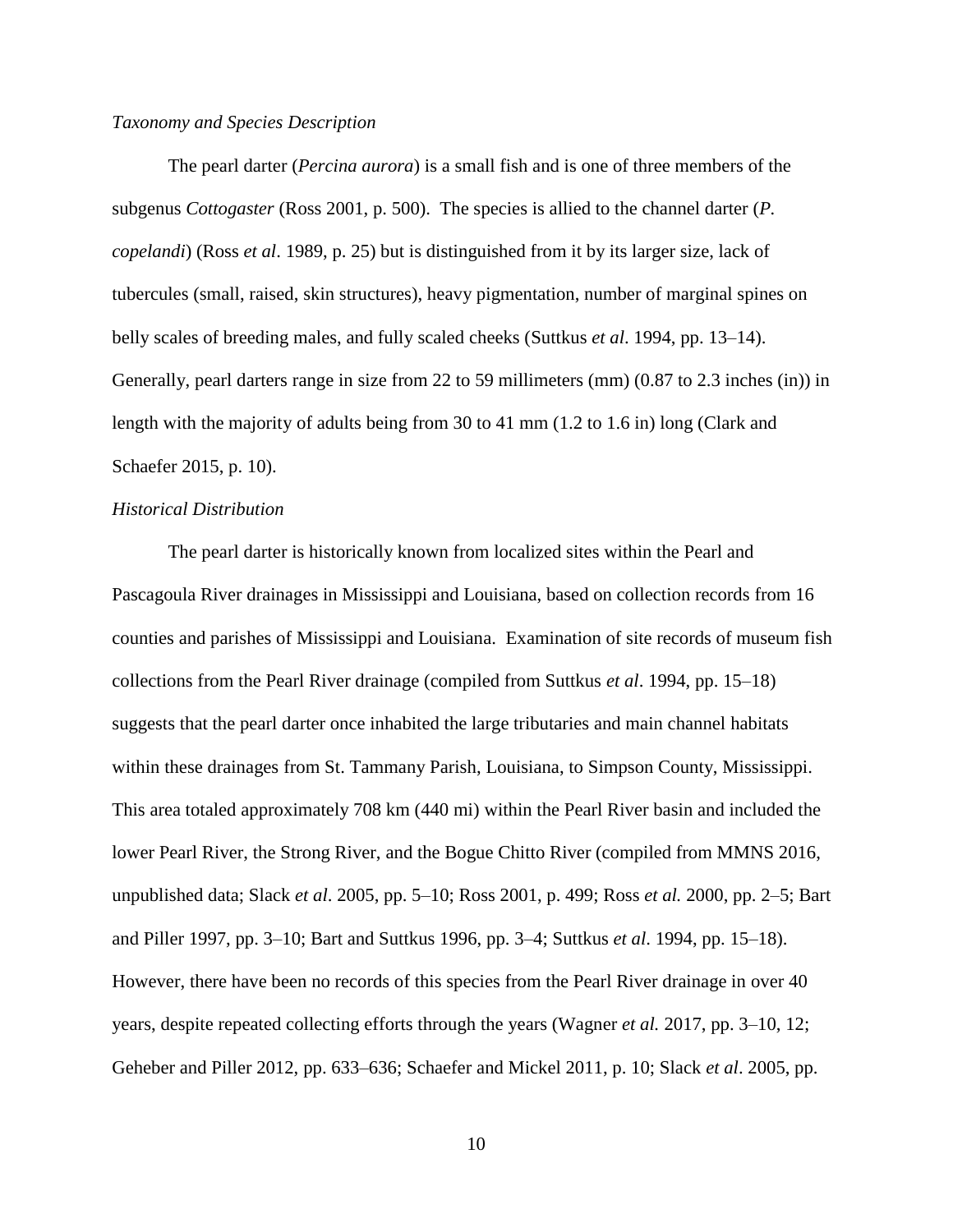*Taxonomy and Species Description*

The pearl darter (*Percina aurora*) is a small fish and is one of three members of the subgenus *Cottogaster* (Ross 2001, p. 500). The species is allied to the channel darter (*P. copelandi*) (Ross *et al*. 1989, p. 25) but is distinguished from it by its larger size, lack of tubercules (small, raised, skin structures), heavy pigmentation, number of marginal spines on belly scales of breeding males, and fully scaled cheeks (Suttkus *et al*. 1994, pp. 13–14). Generally, pearl darters range in size from 22 to 59 millimeters (mm) (0.87 to 2.3 inches (in)) in length with the majority of adults being from 30 to 41 mm (1.2 to 1.6 in) long (Clark and Schaefer 2015, p. 10).

*Historical Distribution*

The pearl darter is historically known from localized sites within the Pearl and Pascagoula River drainages in Mississippi and Louisiana, based on collection records from 16 counties and parishes of Mississippi and Louisiana. Examination of site records of museum fish collections from the Pearl River drainage (compiled from Suttkus *et al*. 1994, pp. 15–18) suggests that the pearl darter once inhabited the large tributaries and main channel habitats within these drainages from St. Tammany Parish, Louisiana, to Simpson County, Mississippi. This area totaled approximately 708 km (440 mi) within the Pearl River basin and included the lower Pearl River, the Strong River, and the Bogue Chitto River (compiled from MMNS 2016, unpublished data; Slack *et al*. 2005, pp. 5–10; Ross 2001, p. 499; Ross *et al.* 2000, pp. 2–5; Bart and Piller 1997, pp. 3–10; Bart and Suttkus 1996, pp. 3–4; Suttkus *et al*. 1994, pp. 15–18). However, there have been no records of this species from the Pearl River drainage in over 40 years, despite repeated collecting efforts through the years (Wagner *et al.* 2017, pp. 3–10, 12; Geheber and Piller 2012, pp. 633–636; Schaefer and Mickel 2011, p. 10; Slack *et al*. 2005, pp.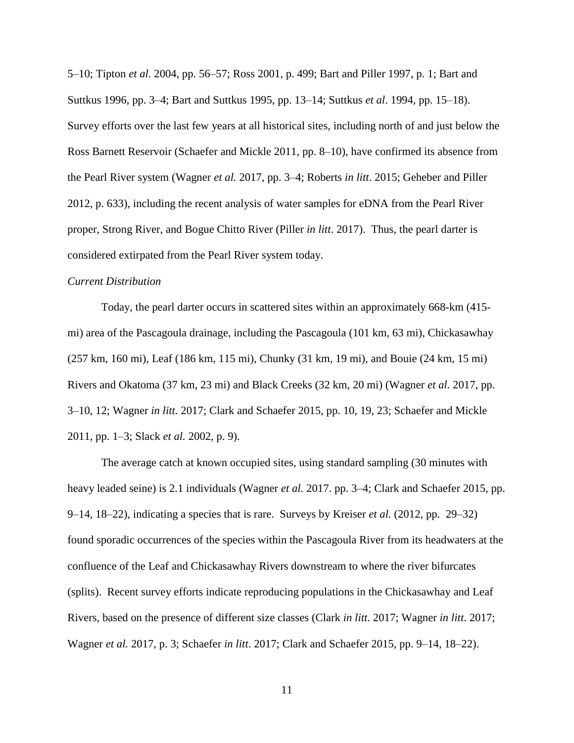5–10; Tipton *et al.* 2004, pp. 56–57; Ross 2001, p. 499; Bart and Piller 1997, p. 1; Bart and Suttkus 1996, pp. 3–4; Bart and Suttkus 1995, pp. 13–14; Suttkus *et al*. 1994, pp. 15–18). Survey efforts over the last few years at all historical sites, including north of and just below the Ross Barnett Reservoir (Schaefer and Mickle 2011, pp. 8–10), have confirmed its absence from the Pearl River system (Wagner *et al.* 2017, pp. 3–4; Roberts *in litt*. 2015; Geheber and Piller 2012, p. 633), including the recent analysis of water samples for eDNA from the Pearl River proper, Strong River, and Bogue Chitto River (Piller *in litt*. 2017). Thus, the pearl darter is considered extirpated from the Pearl River system today.

*Current Distribution*

Today, the pearl darter occurs in scattered sites within an approximately 668-km (415-mi) area of the Pascagoula drainage, including the Pascagoula (101 km, 63 mi), Chickasawhay (257 km, 160 mi), Leaf (186 km, 115 mi), Chunky (31 km, 19 mi), and Bouie (24 km, 15 mi) Rivers and Okatoma (37 km, 23 mi) and Black Creeks (32 km, 20 mi) (Wagner *et al.* 2017, pp. 3–10, 12; Wagner *in litt.* 2017; Clark and Schaefer 2015, pp. 10, 19, 23; Schaefer and Mickle 2011, pp. 1–3; Slack *et al.* 2002, p. 9).

The average catch at known occupied sites, using standard sampling (30 minutes with heavy leaded seine) is 2.1 individuals (Wagner *et al.* 2017. pp. 3–4; Clark and Schaefer 2015, pp. 9–14, 18–22), indicating a species that is rare. Surveys by Kreiser *et al.* (2012, pp. 29–32) found sporadic occurrences of the species within the Pascagoula River from its headwaters at the confluence of the Leaf and Chickasawhay Rivers downstream to where the river bifurcates (splits). Recent survey efforts indicate reproducing populations in the Chickasawhay and Leaf Rivers, based on the presence of different size classes (Clark *in litt*. 2017; Wagner *in litt*. 2017; Wagner *et al.* 2017, p. 3; Schaefer *in litt*. 2017; Clark and Schaefer 2015, pp. 9–14, 18–22).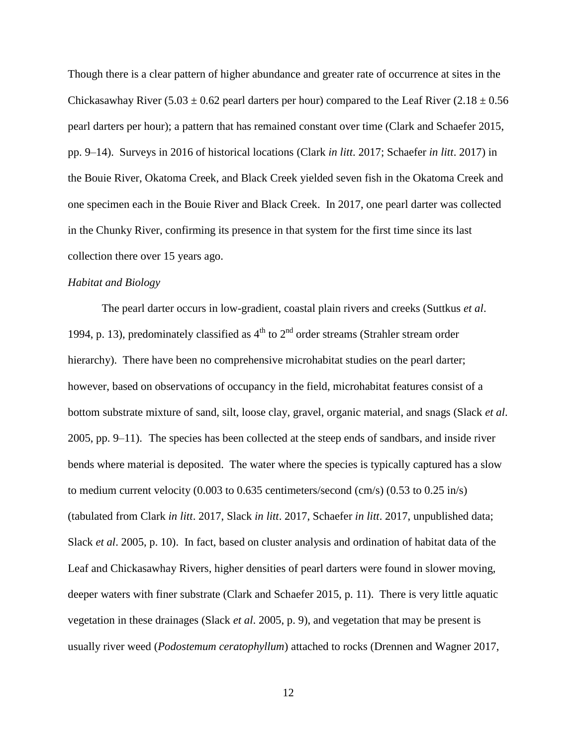Though there is a clear pattern of higher abundance and greater rate of occurrence at sites in the Chickasawhay River ($5.03 \pm 0.62$ pearl darters per hour) compared to the Leaf River ($2.18 \pm 0.56$ pearl darters per hour); a pattern that has remained constant over time (Clark and Schaefer 2015, pp. 9–14). Surveys in 2016 of historical locations (Clark *in litt*. 2017; Schaefer *in litt*. 2017) in the Bouie River, Okatoma Creek, and Black Creek yielded seven fish in the Okatoma Creek and one specimen each in the Bouie River and Black Creek. In 2017, one pearl darter was collected in the Chunky River, confirming its presence in that system for the first time since its last collection there over 15 years ago.

*Habitat and Biology*

The pearl darter occurs in low-gradient, coastal plain rivers and creeks (Suttkus *et al*. 1994, p. 13), predominately classified as $4^{th}$ to $2^{nd}$ order streams (Strahler stream order hierarchy). There have been no comprehensive microhabitat studies on the pearl darter; however, based on observations of occupancy in the field, microhabitat features consist of a bottom substrate mixture of sand, silt, loose clay, gravel, organic material, and snags (Slack *et al*. 2005, pp. 9–11). The species has been collected at the steep ends of sandbars, and inside river bends where material is deposited. The water where the species is typically captured has a slow to medium current velocity (0.003 to 0.635 centimeters/second (cm/s) (0.53 to 0.25 in/s) (tabulated from Clark *in litt*. 2017, Slack *in litt*. 2017, Schaefer *in litt*. 2017, unpublished data; Slack *et al*. 2005, p. 10). In fact, based on cluster analysis and ordination of habitat data of the Leaf and Chickasawhay Rivers, higher densities of pearl darters were found in slower moving, deeper waters with finer substrate (Clark and Schaefer 2015, p. 11). There is very little aquatic vegetation in these drainages (Slack *et al*. 2005, p. 9), and vegetation that may be present is usually river weed (*Podostemum ceratophyllum*) attached to rocks (Drennen and Wagner 2017,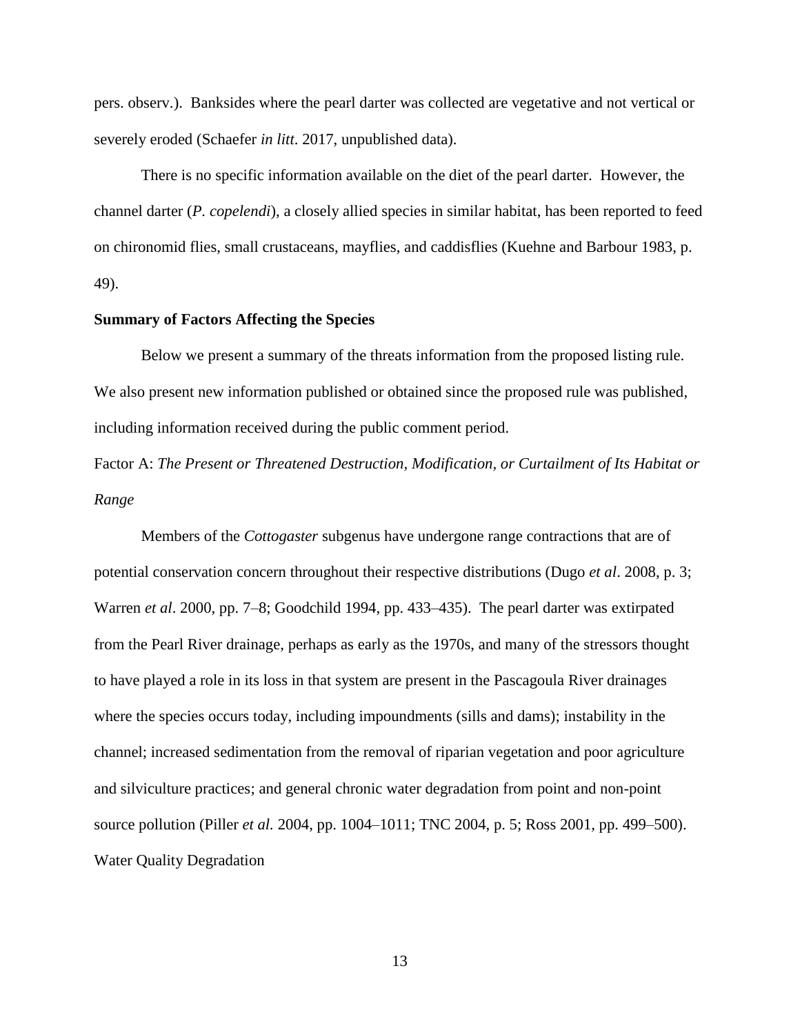pers. observ.). Banksides where the pearl darter was collected are vegetative and not vertical or severely eroded (Schaefer *in litt*. 2017, unpublished data).

There is no specific information available on the diet of the pearl darter. However, the channel darter (*P. copelendi*), a closely allied species in similar habitat, has been reported to feed on chironomid flies, small crustaceans, mayflies, and caddisflies (Kuehne and Barbour 1983, p. 49).

**Summary of Factors Affecting the Species**

Below we present a summary of the threats information from the proposed listing rule. We also present new information published or obtained since the proposed rule was published, including information received during the public comment period.

Factor A: *The Present or Threatened Destruction, Modification, or Curtailment of Its Habitat or Range*

Members of the *Cottogaster* subgenus have undergone range contractions that are of potential conservation concern throughout their respective distributions (Dugo *et al*. 2008, p. 3; Warren *et al*. 2000, pp. 7–8; Goodchild 1994, pp. 433–435). The pearl darter was extirpated from the Pearl River drainage, perhaps as early as the 1970s, and many of the stressors thought to have played a role in its loss in that system are present in the Pascagoula River drainages where the species occurs today, including impoundments (sills and dams); instability in the channel; increased sedimentation from the removal of riparian vegetation and poor agriculture and silviculture practices; and general chronic water degradation from point and non-point source pollution (Piller *et al.* 2004, pp. 1004–1011; TNC 2004, p. 5; Ross 2001, pp. 499–500).

Water Quality Degradation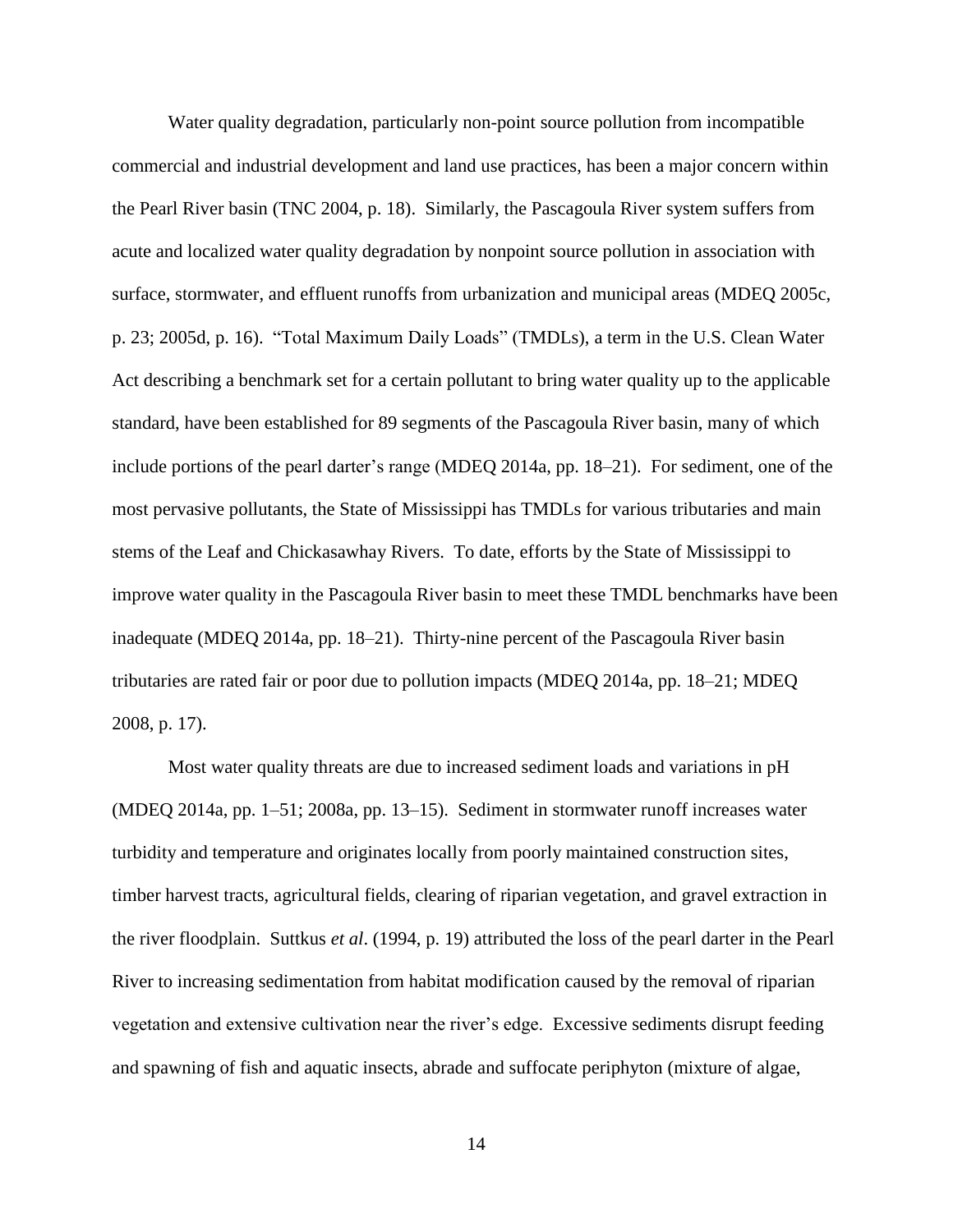Water quality degradation, particularly non-point source pollution from incompatible commercial and industrial development and land use practices, has been a major concern within the Pearl River basin (TNC 2004, p. 18). Similarly, the Pascagoula River system suffers from acute and localized water quality degradation by nonpoint source pollution in association with surface, stormwater, and effluent runoffs from urbanization and municipal areas (MDEQ 2005c, p. 23; 2005d, p. 16). "Total Maximum Daily Loads" (TMDLs), a term in the U.S. Clean Water Act describing a benchmark set for a certain pollutant to bring water quality up to the applicable standard, have been established for 89 segments of the Pascagoula River basin, many of which include portions of the pearl darter's range (MDEQ 2014a, pp. 18–21). For sediment, one of the most pervasive pollutants, the State of Mississippi has TMDLs for various tributaries and main stems of the Leaf and Chickasawhay Rivers. To date, efforts by the State of Mississippi to improve water quality in the Pascagoula River basin to meet these TMDL benchmarks have been inadequate (MDEQ 2014a, pp. 18–21). Thirty-nine percent of the Pascagoula River basin tributaries are rated fair or poor due to pollution impacts (MDEQ 2014a, pp. 18–21; MDEQ 2008, p. 17).

Most water quality threats are due to increased sediment loads and variations in pH (MDEQ 2014a, pp. 1–51; 2008a, pp. 13–15). Sediment in stormwater runoff increases water turbidity and temperature and originates locally from poorly maintained construction sites, timber harvest tracts, agricultural fields, clearing of riparian vegetation, and gravel extraction in the river floodplain. Suttkus *et al*. (1994, p. 19) attributed the loss of the pearl darter in the Pearl River to increasing sedimentation from habitat modification caused by the removal of riparian vegetation and extensive cultivation near the river's edge. Excessive sediments disrupt feeding and spawning of fish and aquatic insects, abrade and suffocate periphyton (mixture of algae,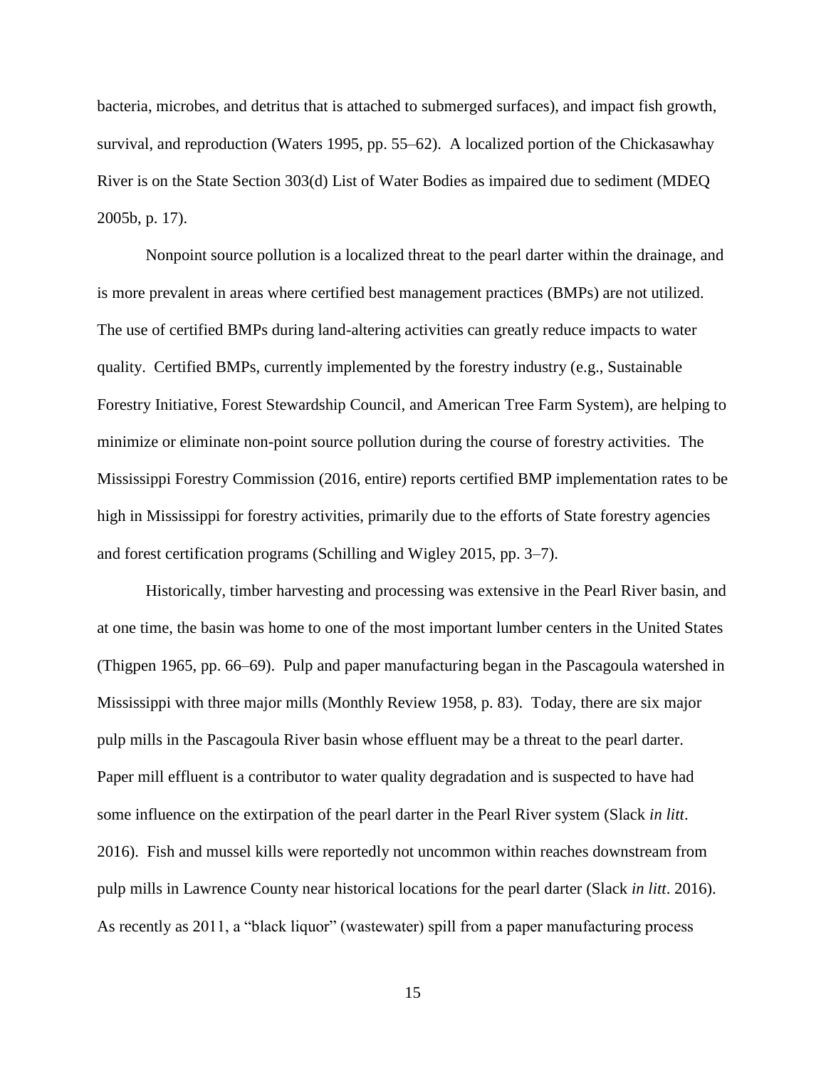bacteria, microbes, and detritus that is attached to submerged surfaces), and impact fish growth, survival, and reproduction (Waters 1995, pp. 55–62). A localized portion of the Chickasawhay River is on the State Section 303(d) List of Water Bodies as impaired due to sediment (MDEQ 2005b, p. 17).

Nonpoint source pollution is a localized threat to the pearl darter within the drainage, and is more prevalent in areas where certified best management practices (BMPs) are not utilized. The use of certified BMPs during land-altering activities can greatly reduce impacts to water quality. Certified BMPs, currently implemented by the forestry industry (e.g., Sustainable Forestry Initiative, Forest Stewardship Council, and American Tree Farm System), are helping to minimize or eliminate non-point source pollution during the course of forestry activities. The Mississippi Forestry Commission (2016, entire) reports certified BMP implementation rates to be high in Mississippi for forestry activities, primarily due to the efforts of State forestry agencies and forest certification programs (Schilling and Wigley 2015, pp. 3–7).

Historically, timber harvesting and processing was extensive in the Pearl River basin, and at one time, the basin was home to one of the most important lumber centers in the United States (Thigpen 1965, pp. 66–69). Pulp and paper manufacturing began in the Pascagoula watershed in Mississippi with three major mills (Monthly Review 1958, p. 83). Today, there are six major pulp mills in the Pascagoula River basin whose effluent may be a threat to the pearl darter. Paper mill effluent is a contributor to water quality degradation and is suspected to have had some influence on the extirpation of the pearl darter in the Pearl River system (Slack *in litt*. 2016). Fish and mussel kills were reportedly not uncommon within reaches downstream from pulp mills in Lawrence County near historical locations for the pearl darter (Slack *in litt*. 2016). As recently as 2011, a "black liquor" (wastewater) spill from a paper manufacturing process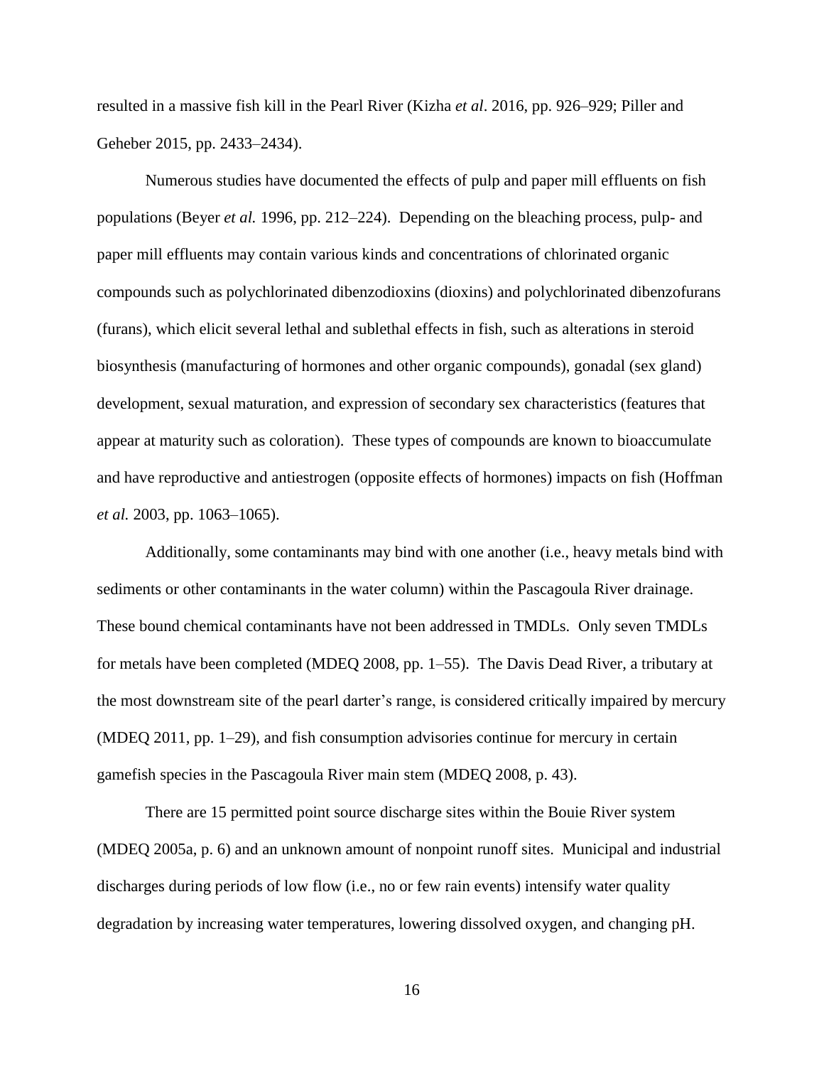resulted in a massive fish kill in the Pearl River (Kizha *et al*. 2016, pp. 926–929; Piller and Geheber 2015, pp. 2433–2434).

Numerous studies have documented the effects of pulp and paper mill effluents on fish populations (Beyer *et al.* 1996, pp. 212–224). Depending on the bleaching process, pulp- and paper mill effluents may contain various kinds and concentrations of chlorinated organic compounds such as polychlorinated dibenzodioxins (dioxins) and polychlorinated dibenzofurans (furans), which elicit several lethal and sublethal effects in fish, such as alterations in steroid biosynthesis (manufacturing of hormones and other organic compounds), gonadal (sex gland) development, sexual maturation, and expression of secondary sex characteristics (features that appear at maturity such as coloration). These types of compounds are known to bioaccumulate and have reproductive and antiestrogen (opposite effects of hormones) impacts on fish (Hoffman *et al.* 2003, pp. 1063–1065).

Additionally, some contaminants may bind with one another (i.e., heavy metals bind with sediments or other contaminants in the water column) within the Pascagoula River drainage. These bound chemical contaminants have not been addressed in TMDLs. Only seven TMDLs for metals have been completed (MDEQ 2008, pp. 1–55). The Davis Dead River, a tributary at the most downstream site of the pearl darter's range, is considered critically impaired by mercury (MDEQ 2011, pp. 1–29), and fish consumption advisories continue for mercury in certain gamefish species in the Pascagoula River main stem (MDEQ 2008, p. 43).

There are 15 permitted point source discharge sites within the Bouie River system (MDEQ 2005a, p. 6) and an unknown amount of nonpoint runoff sites. Municipal and industrial discharges during periods of low flow (i.e., no or few rain events) intensify water quality degradation by increasing water temperatures, lowering dissolved oxygen, and changing pH.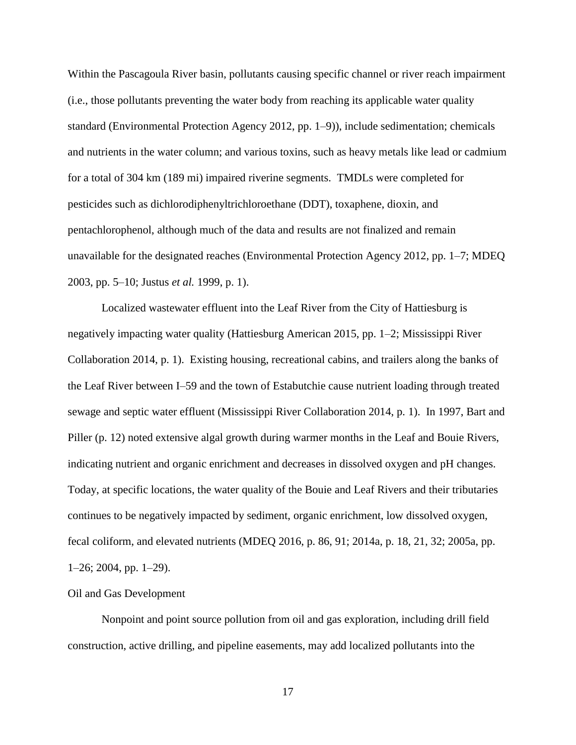Within the Pascagoula River basin, pollutants causing specific channel or river reach impairment (i.e., those pollutants preventing the water body from reaching its applicable water quality standard (Environmental Protection Agency 2012, pp. 1–9)), include sedimentation; chemicals and nutrients in the water column; and various toxins, such as heavy metals like lead or cadmium for a total of 304 km (189 mi) impaired riverine segments. TMDLs were completed for pesticides such as dichlorodiphenyltrichloroethane (DDT), toxaphene, dioxin, and pentachlorophenol, although much of the data and results are not finalized and remain unavailable for the designated reaches (Environmental Protection Agency 2012, pp. 1–7; MDEQ 2003, pp. 5–10; Justus *et al.* 1999, p. 1).

Localized wastewater effluent into the Leaf River from the City of Hattiesburg is negatively impacting water quality (Hattiesburg American 2015, pp. 1–2; Mississippi River Collaboration 2014, p. 1). Existing housing, recreational cabins, and trailers along the banks of the Leaf River between I–59 and the town of Estabutchie cause nutrient loading through treated sewage and septic water effluent (Mississippi River Collaboration 2014, p. 1). In 1997, Bart and Piller (p. 12) noted extensive algal growth during warmer months in the Leaf and Bouie Rivers, indicating nutrient and organic enrichment and decreases in dissolved oxygen and pH changes. Today, at specific locations, the water quality of the Bouie and Leaf Rivers and their tributaries continues to be negatively impacted by sediment, organic enrichment, low dissolved oxygen, fecal coliform, and elevated nutrients (MDEQ 2016, p. 86, 91; 2014a, p. 18, 21, 32; 2005a, pp. 1–26; 2004, pp. 1–29).

Oil and Gas Development

Nonpoint and point source pollution from oil and gas exploration, including drill field construction, active drilling, and pipeline easements, may add localized pollutants into the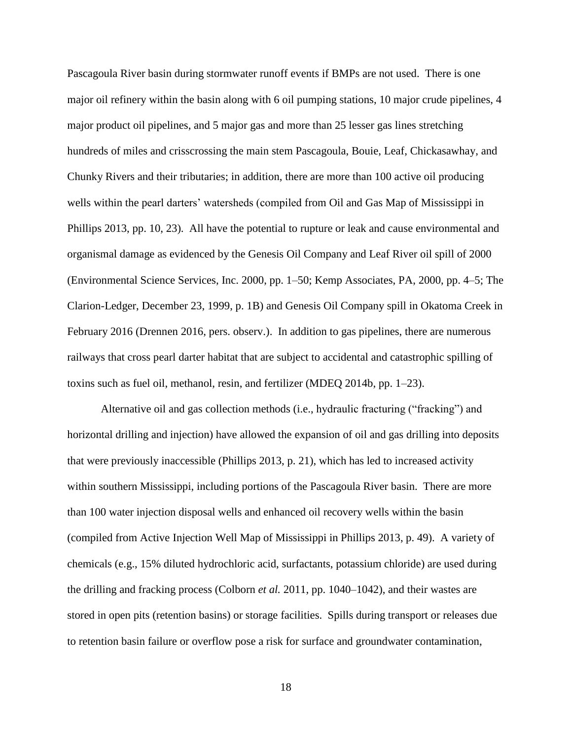Pascagoula River basin during stormwater runoff events if BMPs are not used. There is one major oil refinery within the basin along with 6 oil pumping stations, 10 major crude pipelines, 4 major product oil pipelines, and 5 major gas and more than 25 lesser gas lines stretching hundreds of miles and crisscrossing the main stem Pascagoula, Bouie, Leaf, Chickasawhay, and Chunky Rivers and their tributaries; in addition, there are more than 100 active oil producing wells within the pearl darters' watersheds (compiled from Oil and Gas Map of Mississippi in Phillips 2013, pp. 10, 23). All have the potential to rupture or leak and cause environmental and organismal damage as evidenced by the Genesis Oil Company and Leaf River oil spill of 2000 (Environmental Science Services, Inc. 2000, pp. 1–50; Kemp Associates, PA, 2000, pp. 4–5; The Clarion-Ledger, December 23, 1999, p. 1B) and Genesis Oil Company spill in Okatoma Creek in February 2016 (Drennen 2016, pers. observ.). In addition to gas pipelines, there are numerous railways that cross pearl darter habitat that are subject to accidental and catastrophic spilling of toxins such as fuel oil, methanol, resin, and fertilizer (MDEQ 2014b, pp. 1–23).

Alternative oil and gas collection methods (i.e., hydraulic fracturing ("fracking") and horizontal drilling and injection) have allowed the expansion of oil and gas drilling into deposits that were previously inaccessible (Phillips 2013, p. 21), which has led to increased activity within southern Mississippi, including portions of the Pascagoula River basin. There are more than 100 water injection disposal wells and enhanced oil recovery wells within the basin (compiled from Active Injection Well Map of Mississippi in Phillips 2013, p. 49). A variety of chemicals (e.g., 15% diluted hydrochloric acid, surfactants, potassium chloride) are used during the drilling and fracking process (Colborn *et al.* 2011, pp. 1040–1042), and their wastes are stored in open pits (retention basins) or storage facilities. Spills during transport or releases due to retention basin failure or overflow pose a risk for surface and groundwater contamination,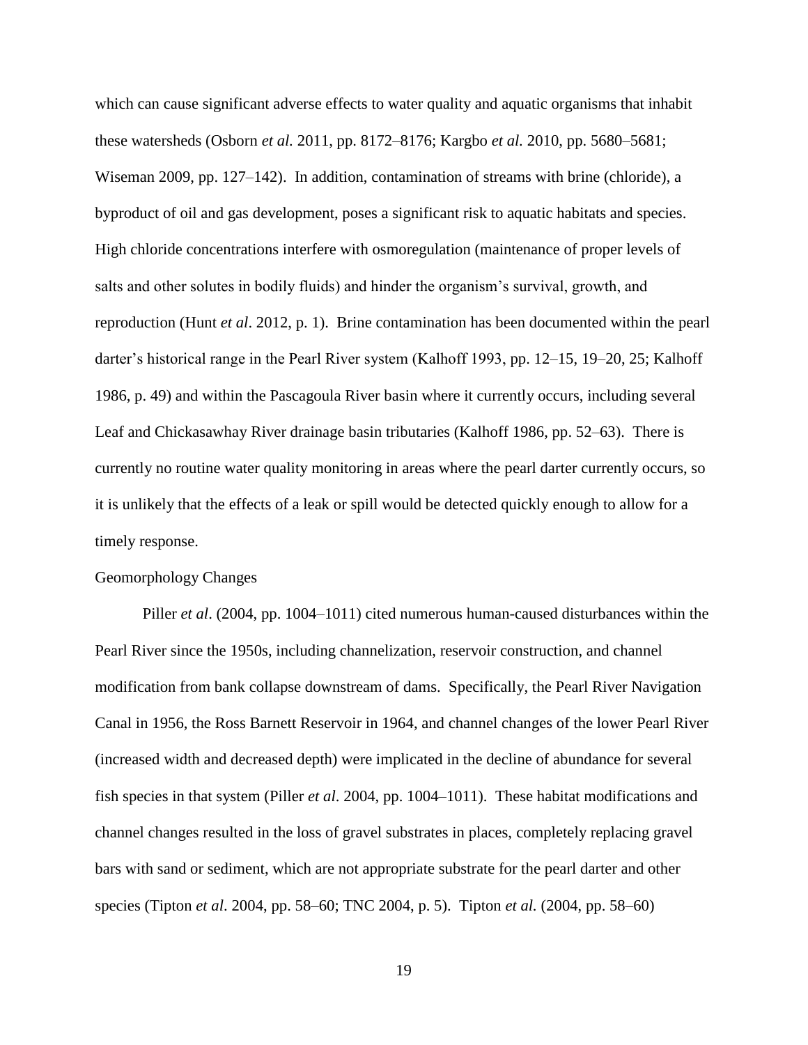which can cause significant adverse effects to water quality and aquatic organisms that inhabit these watersheds (Osborn *et al.* 2011, pp. 8172–8176; Kargbo *et al.* 2010, pp. 5680–5681; Wiseman 2009, pp. 127–142). In addition, contamination of streams with brine (chloride), a byproduct of oil and gas development, poses a significant risk to aquatic habitats and species. High chloride concentrations interfere with osmoregulation (maintenance of proper levels of salts and other solutes in bodily fluids) and hinder the organism's survival, growth, and reproduction (Hunt *et al*. 2012, p. 1). Brine contamination has been documented within the pearl darter's historical range in the Pearl River system (Kalhoff 1993, pp. 12–15, 19–20, 25; Kalhoff 1986, p. 49) and within the Pascagoula River basin where it currently occurs, including several Leaf and Chickasawhay River drainage basin tributaries (Kalhoff 1986, pp. 52–63). There is currently no routine water quality monitoring in areas where the pearl darter currently occurs, so it is unlikely that the effects of a leak or spill would be detected quickly enough to allow for a timely response.

Geomorphology Changes

Piller *et al*. (2004, pp. 1004–1011) cited numerous human-caused disturbances within the Pearl River since the 1950s, including channelization, reservoir construction, and channel modification from bank collapse downstream of dams. Specifically, the Pearl River Navigation Canal in 1956, the Ross Barnett Reservoir in 1964, and channel changes of the lower Pearl River (increased width and decreased depth) were implicated in the decline of abundance for several fish species in that system (Piller *et al*. 2004, pp. 1004–1011). These habitat modifications and channel changes resulted in the loss of gravel substrates in places, completely replacing gravel bars with sand or sediment, which are not appropriate substrate for the pearl darter and other species (Tipton *et al*. 2004, pp. 58–60; TNC 2004, p. 5). Tipton *et al.* (2004, pp. 58–60)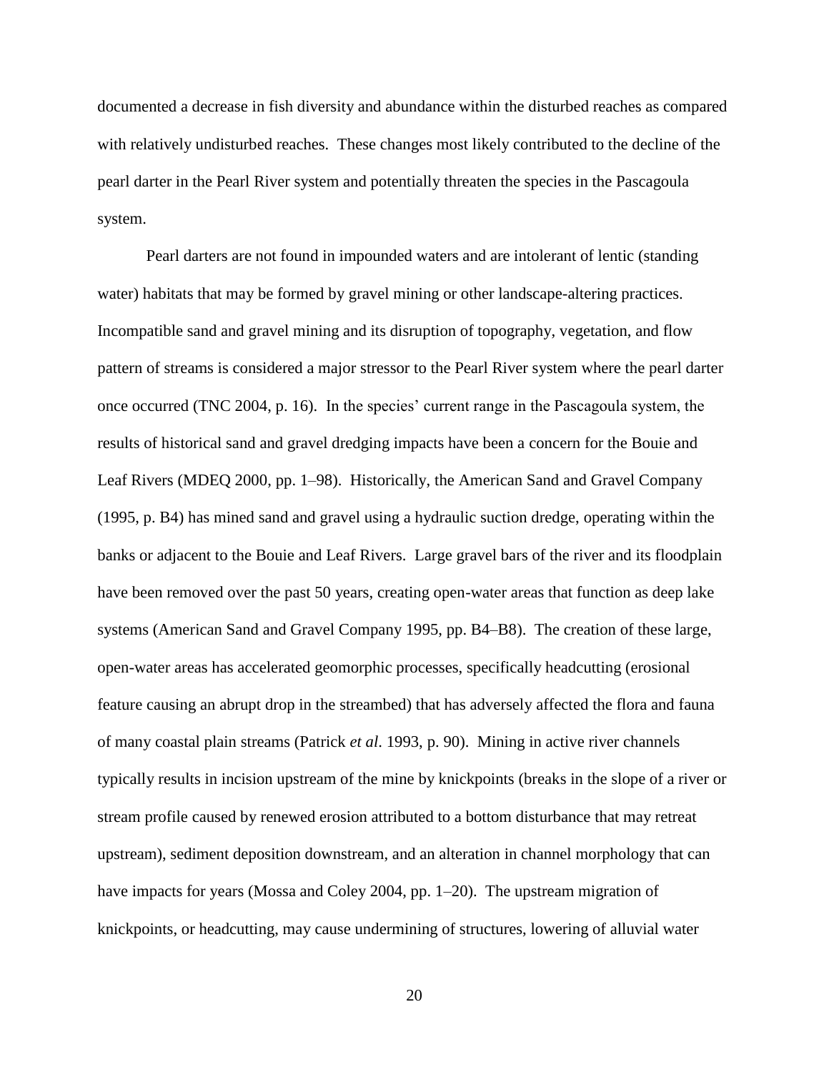documented a decrease in fish diversity and abundance within the disturbed reaches as compared with relatively undisturbed reaches. These changes most likely contributed to the decline of the pearl darter in the Pearl River system and potentially threaten the species in the Pascagoula system.

Pearl darters are not found in impounded waters and are intolerant of lentic (standing water) habitats that may be formed by gravel mining or other landscape-altering practices. Incompatible sand and gravel mining and its disruption of topography, vegetation, and flow pattern of streams is considered a major stressor to the Pearl River system where the pearl darter once occurred (TNC 2004, p. 16). In the species' current range in the Pascagoula system, the results of historical sand and gravel dredging impacts have been a concern for the Bouie and Leaf Rivers (MDEQ 2000, pp. 1–98). Historically, the American Sand and Gravel Company (1995, p. B4) has mined sand and gravel using a hydraulic suction dredge, operating within the banks or adjacent to the Bouie and Leaf Rivers. Large gravel bars of the river and its floodplain have been removed over the past 50 years, creating open-water areas that function as deep lake systems (American Sand and Gravel Company 1995, pp. B4–B8). The creation of these large, open-water areas has accelerated geomorphic processes, specifically headcutting (erosional feature causing an abrupt drop in the streambed) that has adversely affected the flora and fauna of many coastal plain streams (Patrick *et al*. 1993, p. 90). Mining in active river channels typically results in incision upstream of the mine by knickpoints (breaks in the slope of a river or stream profile caused by renewed erosion attributed to a bottom disturbance that may retreat upstream), sediment deposition downstream, and an alteration in channel morphology that can have impacts for years (Mossa and Coley 2004, pp. 1–20). The upstream migration of knickpoints, or headcutting, may cause undermining of structures, lowering of alluvial water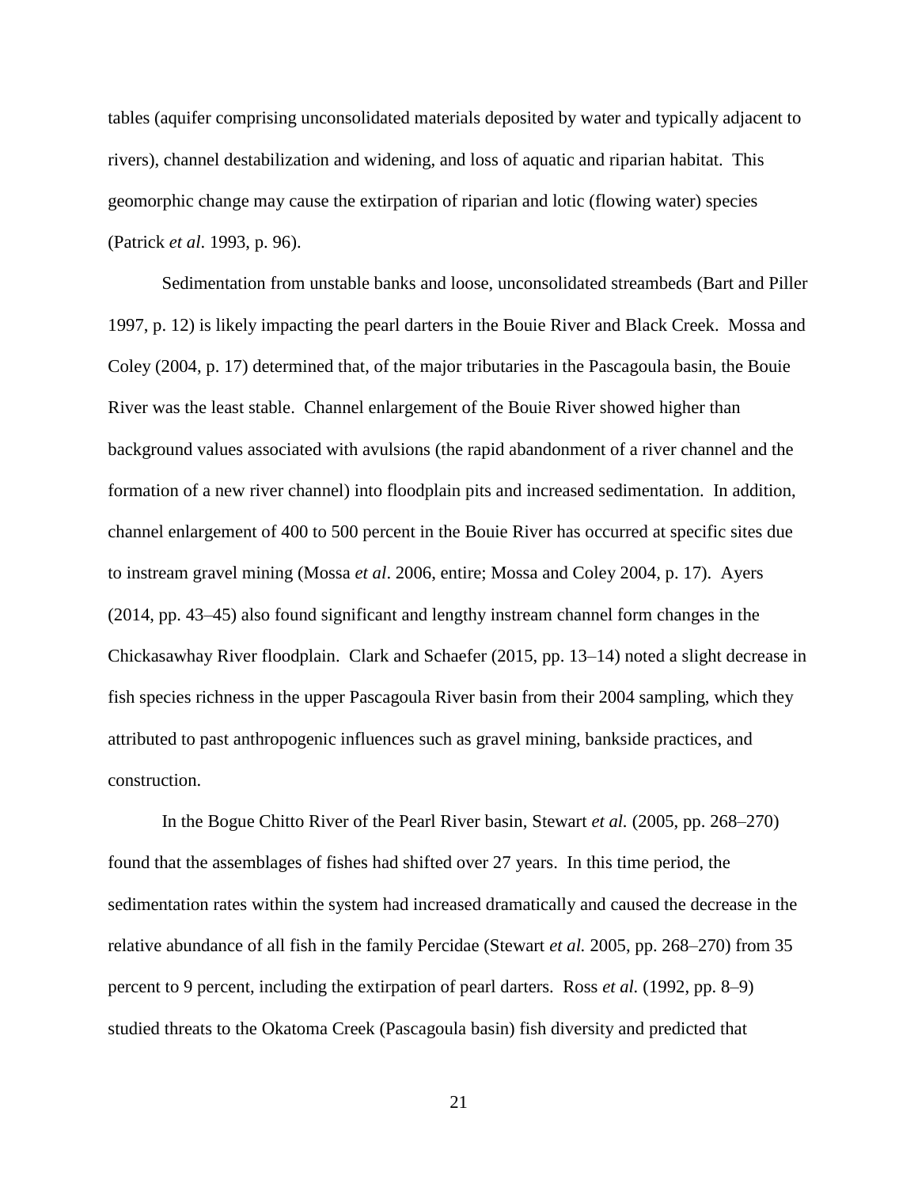tables (aquifer comprising unconsolidated materials deposited by water and typically adjacent to rivers), channel destabilization and widening, and loss of aquatic and riparian habitat. This geomorphic change may cause the extirpation of riparian and lotic (flowing water) species (Patrick *et al*. 1993, p. 96).

Sedimentation from unstable banks and loose, unconsolidated streambeds (Bart and Piller 1997, p. 12) is likely impacting the pearl darters in the Bouie River and Black Creek. Mossa and Coley (2004, p. 17) determined that, of the major tributaries in the Pascagoula basin, the Bouie River was the least stable. Channel enlargement of the Bouie River showed higher than background values associated with avulsions (the rapid abandonment of a river channel and the formation of a new river channel) into floodplain pits and increased sedimentation. In addition, channel enlargement of 400 to 500 percent in the Bouie River has occurred at specific sites due to instream gravel mining (Mossa *et al*. 2006, entire; Mossa and Coley 2004, p. 17). Ayers (2014, pp. 43–45) also found significant and lengthy instream channel form changes in the Chickasawhay River floodplain. Clark and Schaefer (2015, pp. 13–14) noted a slight decrease in fish species richness in the upper Pascagoula River basin from their 2004 sampling, which they attributed to past anthropogenic influences such as gravel mining, bankside practices, and construction.

In the Bogue Chitto River of the Pearl River basin, Stewart *et al.* (2005, pp. 268–270) found that the assemblages of fishes had shifted over 27 years. In this time period, the sedimentation rates within the system had increased dramatically and caused the decrease in the relative abundance of all fish in the family Percidae (Stewart *et al.* 2005, pp. 268–270) from 35 percent to 9 percent, including the extirpation of pearl darters. Ross *et al.* (1992, pp. 8–9) studied threats to the Okatoma Creek (Pascagoula basin) fish diversity and predicted that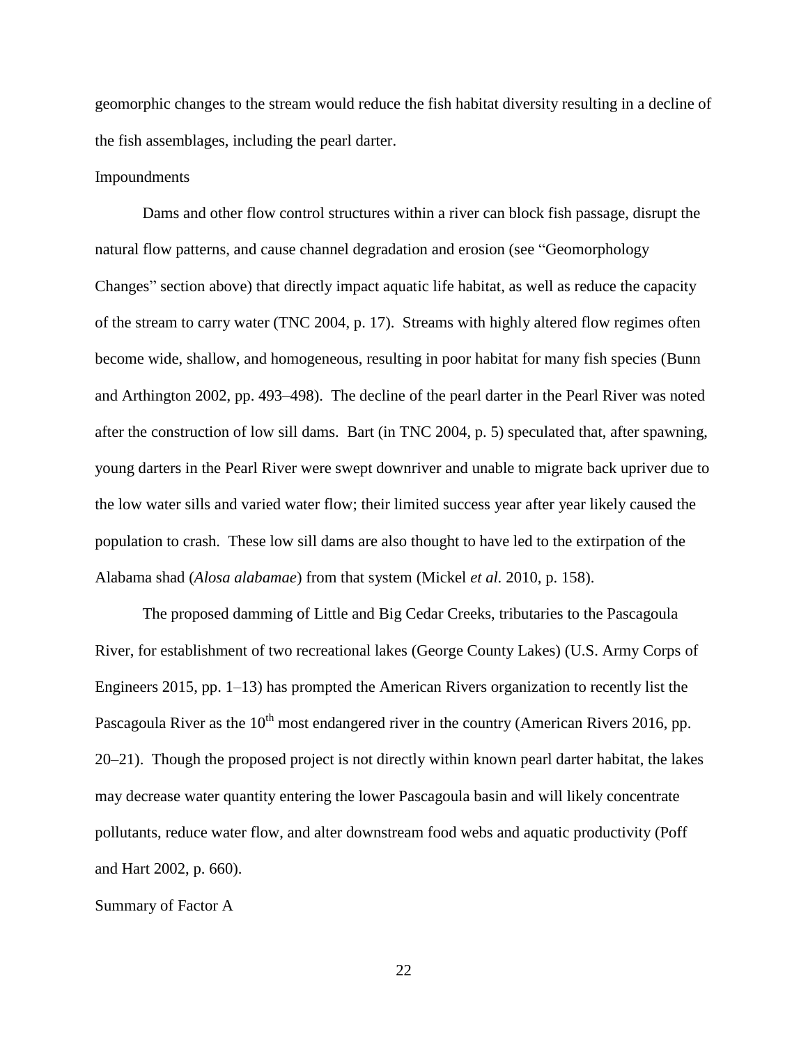geomorphic changes to the stream would reduce the fish habitat diversity resulting in a decline of the fish assemblages, including the pearl darter.

### Impoundments

Dams and other flow control structures within a river can block fish passage, disrupt the natural flow patterns, and cause channel degradation and erosion (see "Geomorphology Changes" section above) that directly impact aquatic life habitat, as well as reduce the capacity of the stream to carry water (TNC 2004, p. 17). Streams with highly altered flow regimes often become wide, shallow, and homogeneous, resulting in poor habitat for many fish species (Bunn and Arthington 2002, pp. 493–498). The decline of the pearl darter in the Pearl River was noted after the construction of low sill dams. Bart (in TNC 2004, p. 5) speculated that, after spawning, young darters in the Pearl River were swept downriver and unable to migrate back upriver due to the low water sills and varied water flow; their limited success year after year likely caused the population to crash. These low sill dams are also thought to have led to the extirpation of the Alabama shad (*Alosa alabamae*) from that system (Mickel *et al.* 2010, p. 158).

The proposed damming of Little and Big Cedar Creeks, tributaries to the Pascagoula River, for establishment of two recreational lakes (George County Lakes) (U.S. Army Corps of Engineers 2015, pp. 1–13) has prompted the American Rivers organization to recently list the Pascagoula River as the 10th most endangered river in the country (American Rivers 2016, pp. 20–21). Though the proposed project is not directly within known pearl darter habitat, the lakes may decrease water quantity entering the lower Pascagoula basin and will likely concentrate pollutants, reduce water flow, and alter downstream food webs and aquatic productivity (Poff and Hart 2002, p. 660).

### Summary of Factor A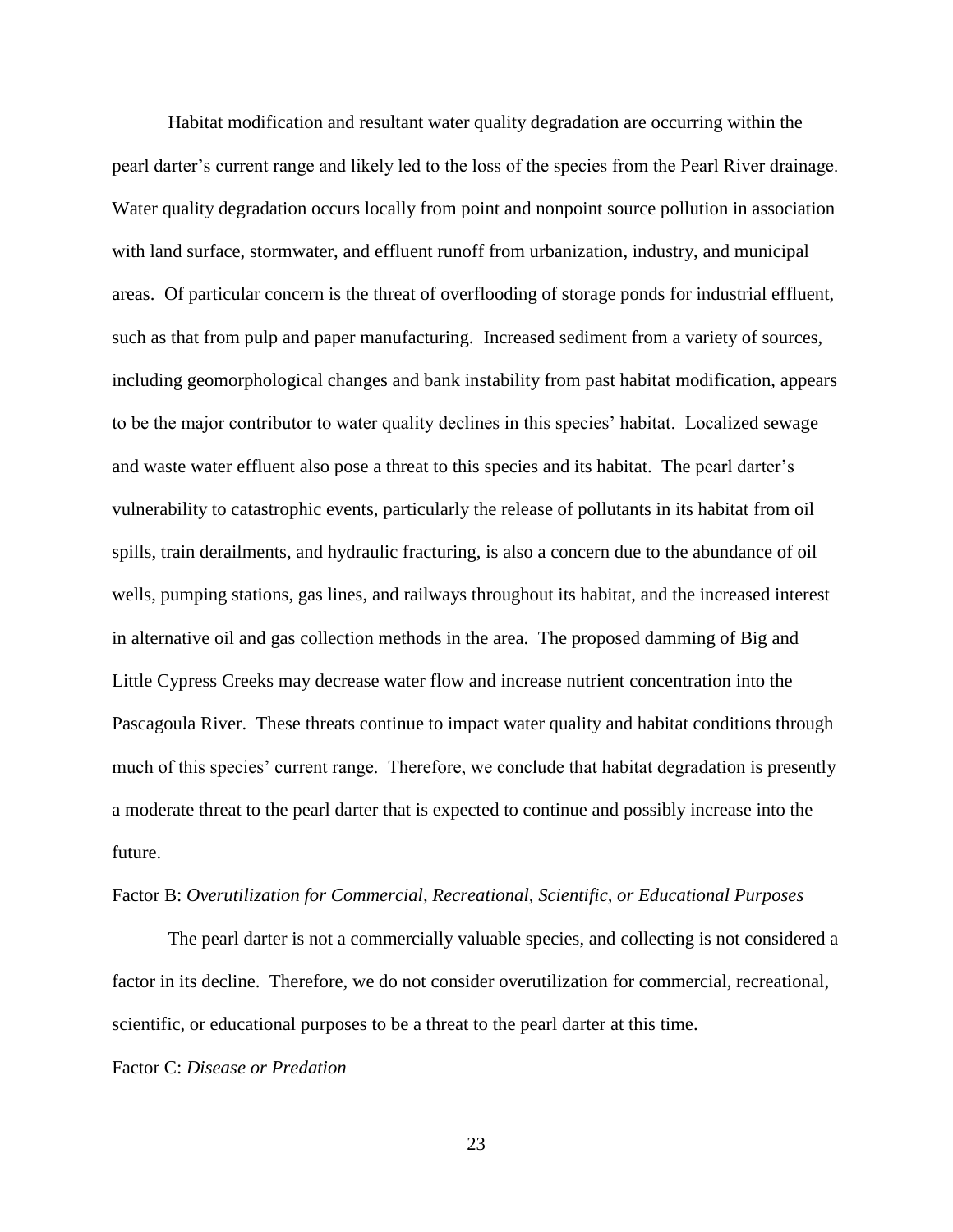Habitat modification and resultant water quality degradation are occurring within the pearl darter's current range and likely led to the loss of the species from the Pearl River drainage. Water quality degradation occurs locally from point and nonpoint source pollution in association with land surface, stormwater, and effluent runoff from urbanization, industry, and municipal areas. Of particular concern is the threat of overflooding of storage ponds for industrial effluent, such as that from pulp and paper manufacturing. Increased sediment from a variety of sources, including geomorphological changes and bank instability from past habitat modification, appears to be the major contributor to water quality declines in this species' habitat. Localized sewage and waste water effluent also pose a threat to this species and its habitat. The pearl darter's vulnerability to catastrophic events, particularly the release of pollutants in its habitat from oil spills, train derailments, and hydraulic fracturing, is also a concern due to the abundance of oil wells, pumping stations, gas lines, and railways throughout its habitat, and the increased interest in alternative oil and gas collection methods in the area. The proposed damming of Big and Little Cypress Creeks may decrease water flow and increase nutrient concentration into the Pascagoula River. These threats continue to impact water quality and habitat conditions through much of this species' current range. Therefore, we conclude that habitat degradation is presently a moderate threat to the pearl darter that is expected to continue and possibly increase into the future.

Factor B: *Overutilization for Commercial, Recreational, Scientific, or Educational Purposes*

The pearl darter is not a commercially valuable species, and collecting is not considered a factor in its decline. Therefore, we do not consider overutilization for commercial, recreational, scientific, or educational purposes to be a threat to the pearl darter at this time.

Factor C: *Disease or Predation*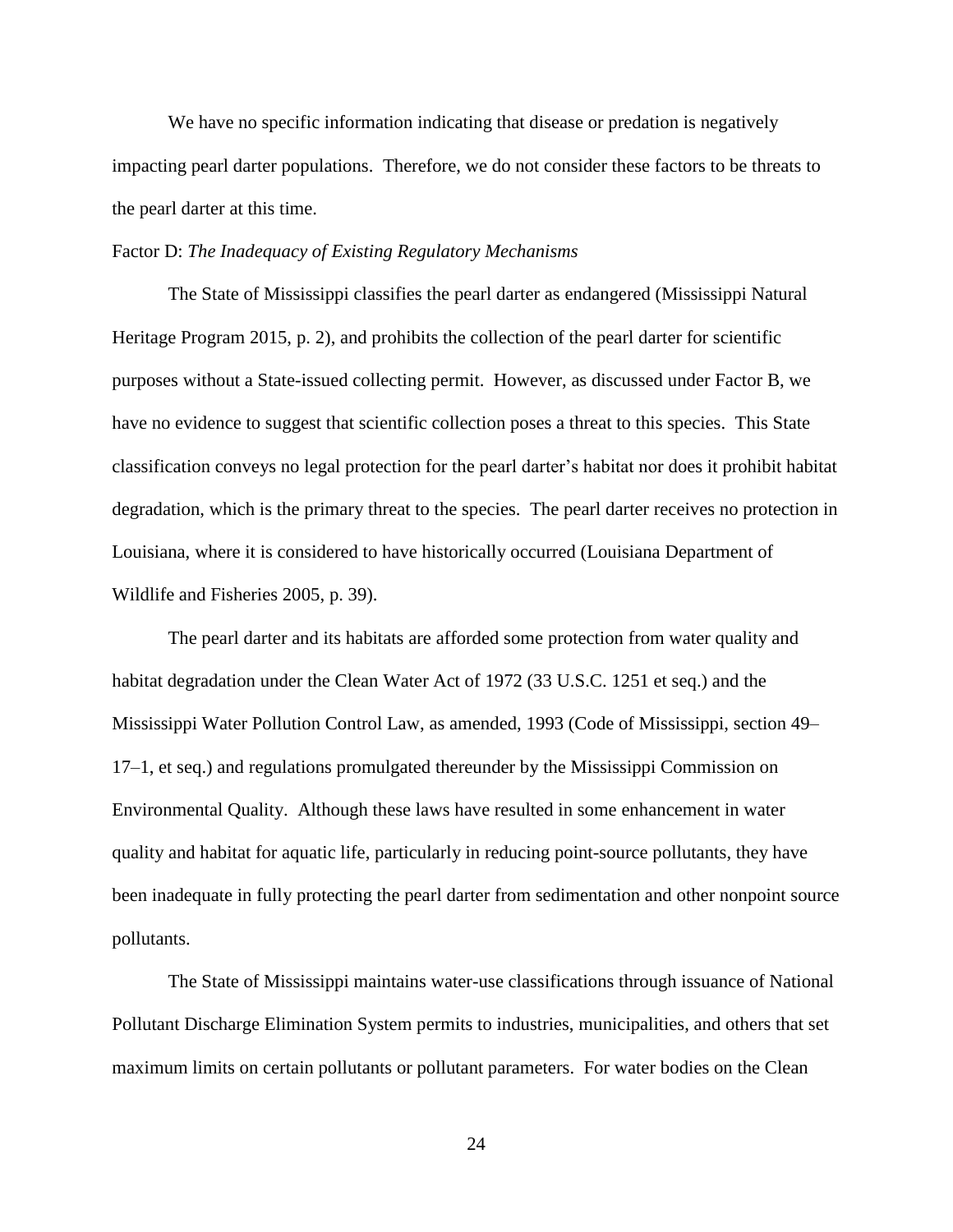We have no specific information indicating that disease or predation is negatively impacting pearl darter populations. Therefore, we do not consider these factors to be threats to the pearl darter at this time.

Factor D: *The Inadequacy of Existing Regulatory Mechanisms*

The State of Mississippi classifies the pearl darter as endangered (Mississippi Natural Heritage Program 2015, p. 2), and prohibits the collection of the pearl darter for scientific purposes without a State-issued collecting permit. However, as discussed under Factor B, we have no evidence to suggest that scientific collection poses a threat to this species. This State classification conveys no legal protection for the pearl darter's habitat nor does it prohibit habitat degradation, which is the primary threat to the species. The pearl darter receives no protection in Louisiana, where it is considered to have historically occurred (Louisiana Department of Wildlife and Fisheries 2005, p. 39).

The pearl darter and its habitats are afforded some protection from water quality and habitat degradation under the Clean Water Act of 1972 (33 U.S.C. 1251 et seq.) and the Mississippi Water Pollution Control Law, as amended, 1993 (Code of Mississippi, section 49–17–1, et seq.) and regulations promulgated thereunder by the Mississippi Commission on Environmental Quality. Although these laws have resulted in some enhancement in water quality and habitat for aquatic life, particularly in reducing point-source pollutants, they have been inadequate in fully protecting the pearl darter from sedimentation and other nonpoint source pollutants.

The State of Mississippi maintains water-use classifications through issuance of National Pollutant Discharge Elimination System permits to industries, municipalities, and others that set maximum limits on certain pollutants or pollutant parameters. For water bodies on the Clean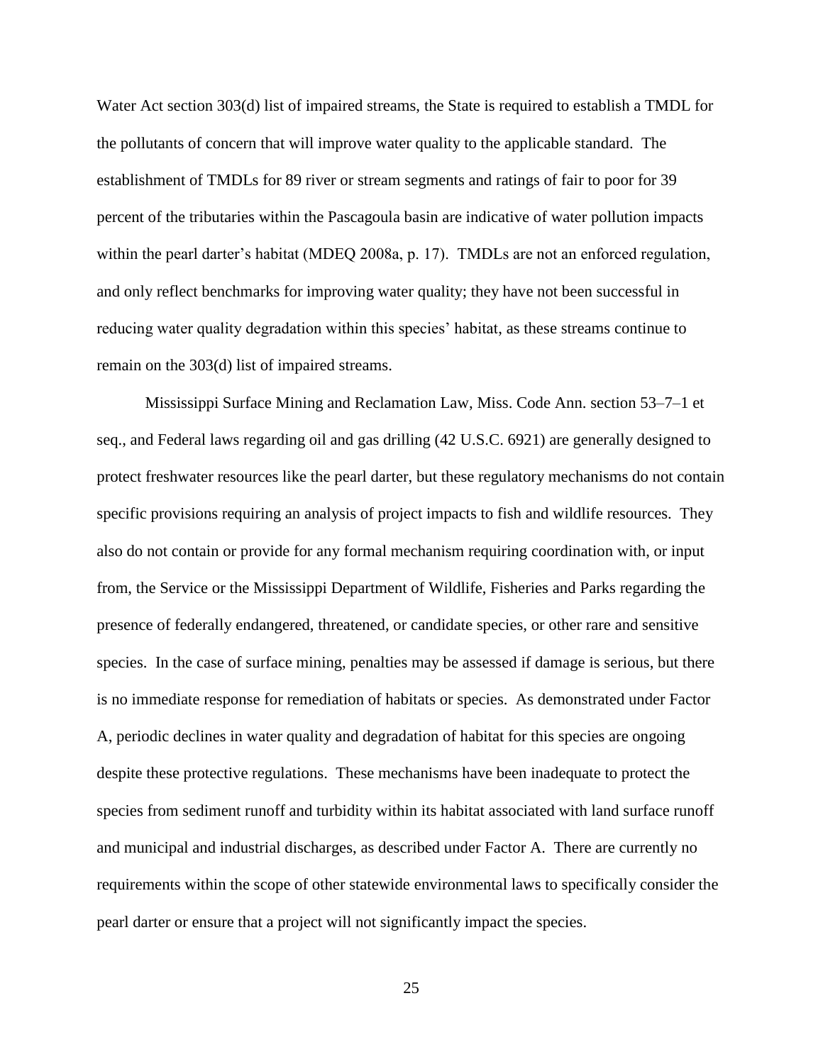Water Act section 303(d) list of impaired streams, the State is required to establish a TMDL for the pollutants of concern that will improve water quality to the applicable standard. The establishment of TMDLs for 89 river or stream segments and ratings of fair to poor for 39 percent of the tributaries within the Pascagoula basin are indicative of water pollution impacts within the pearl darter's habitat (MDEQ 2008a, p. 17). TMDLs are not an enforced regulation, and only reflect benchmarks for improving water quality; they have not been successful in reducing water quality degradation within this species' habitat, as these streams continue to remain on the 303(d) list of impaired streams.

Mississippi Surface Mining and Reclamation Law, Miss. Code Ann. section 53–7–1 et seq., and Federal laws regarding oil and gas drilling (42 U.S.C. 6921) are generally designed to protect freshwater resources like the pearl darter, but these regulatory mechanisms do not contain specific provisions requiring an analysis of project impacts to fish and wildlife resources. They also do not contain or provide for any formal mechanism requiring coordination with, or input from, the Service or the Mississippi Department of Wildlife, Fisheries and Parks regarding the presence of federally endangered, threatened, or candidate species, or other rare and sensitive species. In the case of surface mining, penalties may be assessed if damage is serious, but there is no immediate response for remediation of habitats or species. As demonstrated under Factor A, periodic declines in water quality and degradation of habitat for this species are ongoing despite these protective regulations. These mechanisms have been inadequate to protect the species from sediment runoff and turbidity within its habitat associated with land surface runoff and municipal and industrial discharges, as described under Factor A. There are currently no requirements within the scope of other statewide environmental laws to specifically consider the pearl darter or ensure that a project will not significantly impact the species.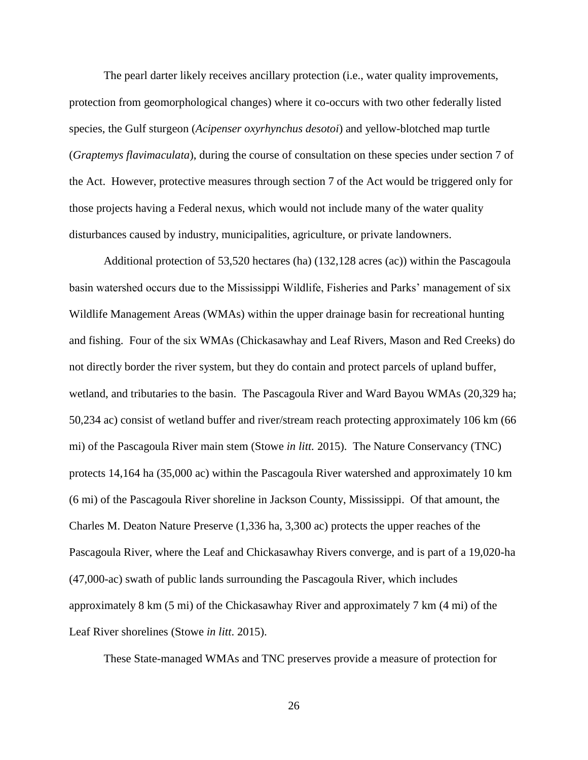The pearl darter likely receives ancillary protection (i.e., water quality improvements, protection from geomorphological changes) where it co-occurs with two other federally listed species, the Gulf sturgeon (*Acipenser oxyrhynchus desotoi*) and yellow-blotched map turtle (*Graptemys flavimaculata*), during the course of consultation on these species under section 7 of the Act. However, protective measures through section 7 of the Act would be triggered only for those projects having a Federal nexus, which would not include many of the water quality disturbances caused by industry, municipalities, agriculture, or private landowners.

Additional protection of 53,520 hectares (ha) (132,128 acres (ac)) within the Pascagoula basin watershed occurs due to the Mississippi Wildlife, Fisheries and Parks' management of six Wildlife Management Areas (WMAs) within the upper drainage basin for recreational hunting and fishing. Four of the six WMAs (Chickasawhay and Leaf Rivers, Mason and Red Creeks) do not directly border the river system, but they do contain and protect parcels of upland buffer, wetland, and tributaries to the basin. The Pascagoula River and Ward Bayou WMAs (20,329 ha; 50,234 ac) consist of wetland buffer and river/stream reach protecting approximately 106 km (66 mi) of the Pascagoula River main stem (Stowe *in litt.* 2015). The Nature Conservancy (TNC) protects 14,164 ha (35,000 ac) within the Pascagoula River watershed and approximately 10 km (6 mi) of the Pascagoula River shoreline in Jackson County, Mississippi. Of that amount, the Charles M. Deaton Nature Preserve (1,336 ha, 3,300 ac) protects the upper reaches of the Pascagoula River, where the Leaf and Chickasawhay Rivers converge, and is part of a 19,020-ha (47,000-ac) swath of public lands surrounding the Pascagoula River, which includes approximately 8 km (5 mi) of the Chickasawhay River and approximately 7 km (4 mi) of the Leaf River shorelines (Stowe *in litt*. 2015).

These State-managed WMAs and TNC preserves provide a measure of protection for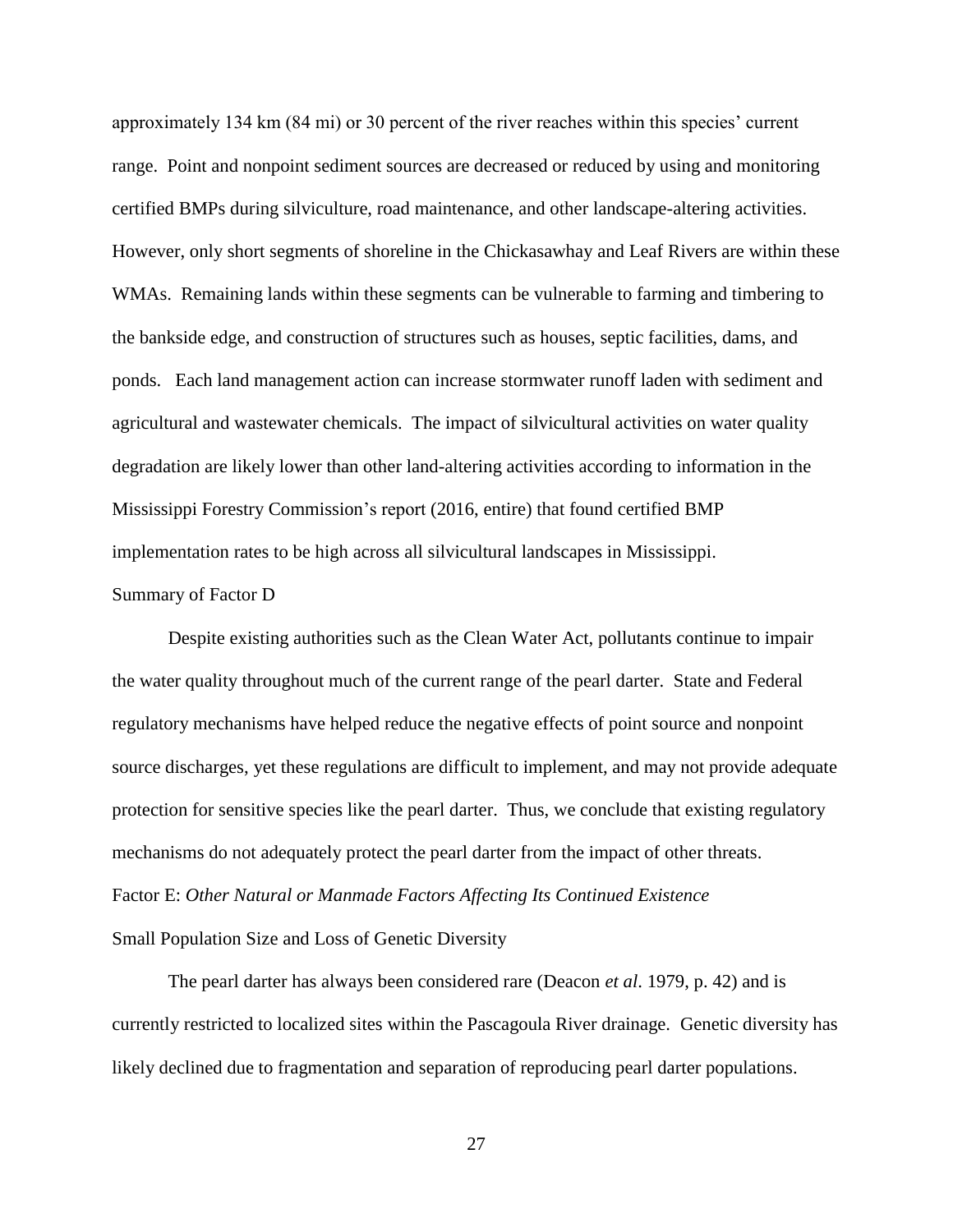approximately 134 km (84 mi) or 30 percent of the river reaches within this species' current range. Point and nonpoint sediment sources are decreased or reduced by using and monitoring certified BMPs during silviculture, road maintenance, and other landscape-altering activities. However, only short segments of shoreline in the Chickasawhay and Leaf Rivers are within these WMAs. Remaining lands within these segments can be vulnerable to farming and timbering to the bankside edge, and construction of structures such as houses, septic facilities, dams, and ponds. Each land management action can increase stormwater runoff laden with sediment and agricultural and wastewater chemicals. The impact of silvicultural activities on water quality degradation are likely lower than other land-altering activities according to information in the Mississippi Forestry Commission's report (2016, entire) that found certified BMP implementation rates to be high across all silvicultural landscapes in Mississippi.

Summary of Factor D

Despite existing authorities such as the Clean Water Act, pollutants continue to impair the water quality throughout much of the current range of the pearl darter. State and Federal regulatory mechanisms have helped reduce the negative effects of point source and nonpoint source discharges, yet these regulations are difficult to implement, and may not provide adequate protection for sensitive species like the pearl darter. Thus, we conclude that existing regulatory mechanisms do not adequately protect the pearl darter from the impact of other threats.

Factor E: *Other Natural or Manmade Factors Affecting Its Continued Existence*

Small Population Size and Loss of Genetic Diversity

The pearl darter has always been considered rare (Deacon *et al*. 1979, p. 42) and is currently restricted to localized sites within the Pascagoula River drainage. Genetic diversity has likely declined due to fragmentation and separation of reproducing pearl darter populations.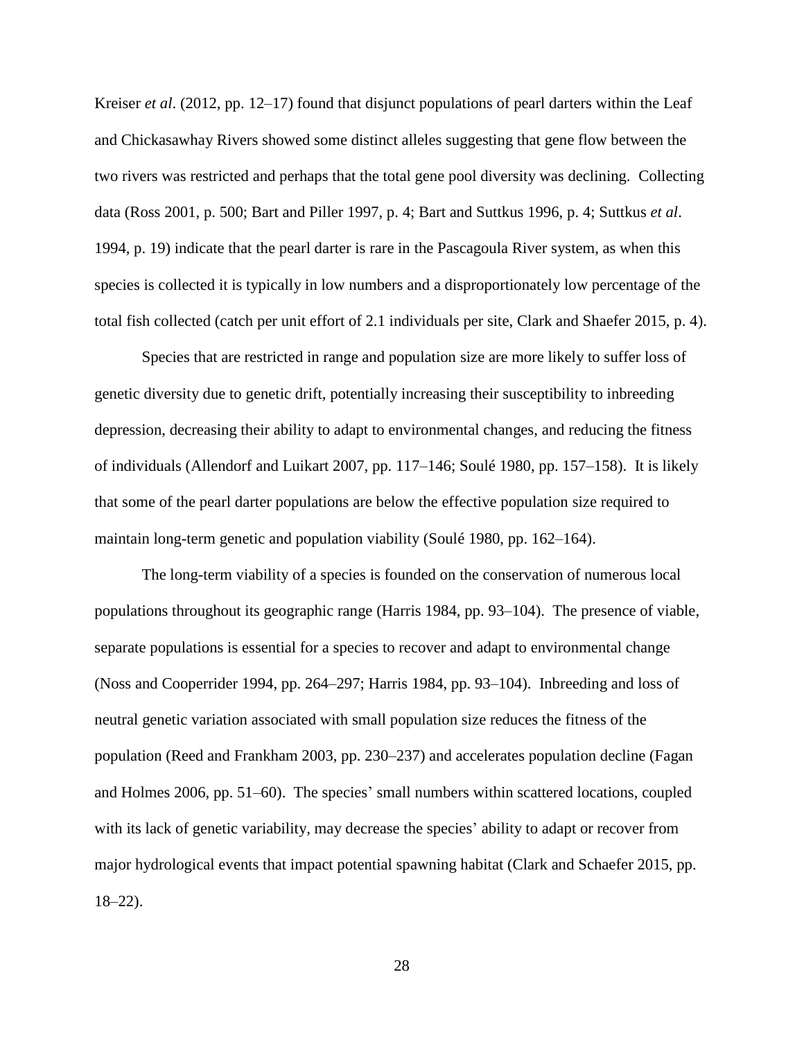Kreiser *et al*. (2012, pp. 12–17) found that disjunct populations of pearl darters within the Leaf and Chickasawhay Rivers showed some distinct alleles suggesting that gene flow between the two rivers was restricted and perhaps that the total gene pool diversity was declining. Collecting data (Ross 2001, p. 500; Bart and Piller 1997, p. 4; Bart and Suttkus 1996, p. 4; Suttkus *et al*. 1994, p. 19) indicate that the pearl darter is rare in the Pascagoula River system, as when this species is collected it is typically in low numbers and a disproportionately low percentage of the total fish collected (catch per unit effort of 2.1 individuals per site, Clark and Shaefer 2015, p. 4).

Species that are restricted in range and population size are more likely to suffer loss of genetic diversity due to genetic drift, potentially increasing their susceptibility to inbreeding depression, decreasing their ability to adapt to environmental changes, and reducing the fitness of individuals (Allendorf and Luikart 2007, pp. 117–146; Soulé 1980, pp. 157–158). It is likely that some of the pearl darter populations are below the effective population size required to maintain long-term genetic and population viability (Soulé 1980, pp. 162–164).

The long-term viability of a species is founded on the conservation of numerous local populations throughout its geographic range (Harris 1984, pp. 93–104). The presence of viable, separate populations is essential for a species to recover and adapt to environmental change (Noss and Cooperrider 1994, pp. 264–297; Harris 1984, pp. 93–104). Inbreeding and loss of neutral genetic variation associated with small population size reduces the fitness of the population (Reed and Frankham 2003, pp. 230–237) and accelerates population decline (Fagan and Holmes 2006, pp. 51–60). The species' small numbers within scattered locations, coupled with its lack of genetic variability, may decrease the species' ability to adapt or recover from major hydrological events that impact potential spawning habitat (Clark and Schaefer 2015, pp. 18–22).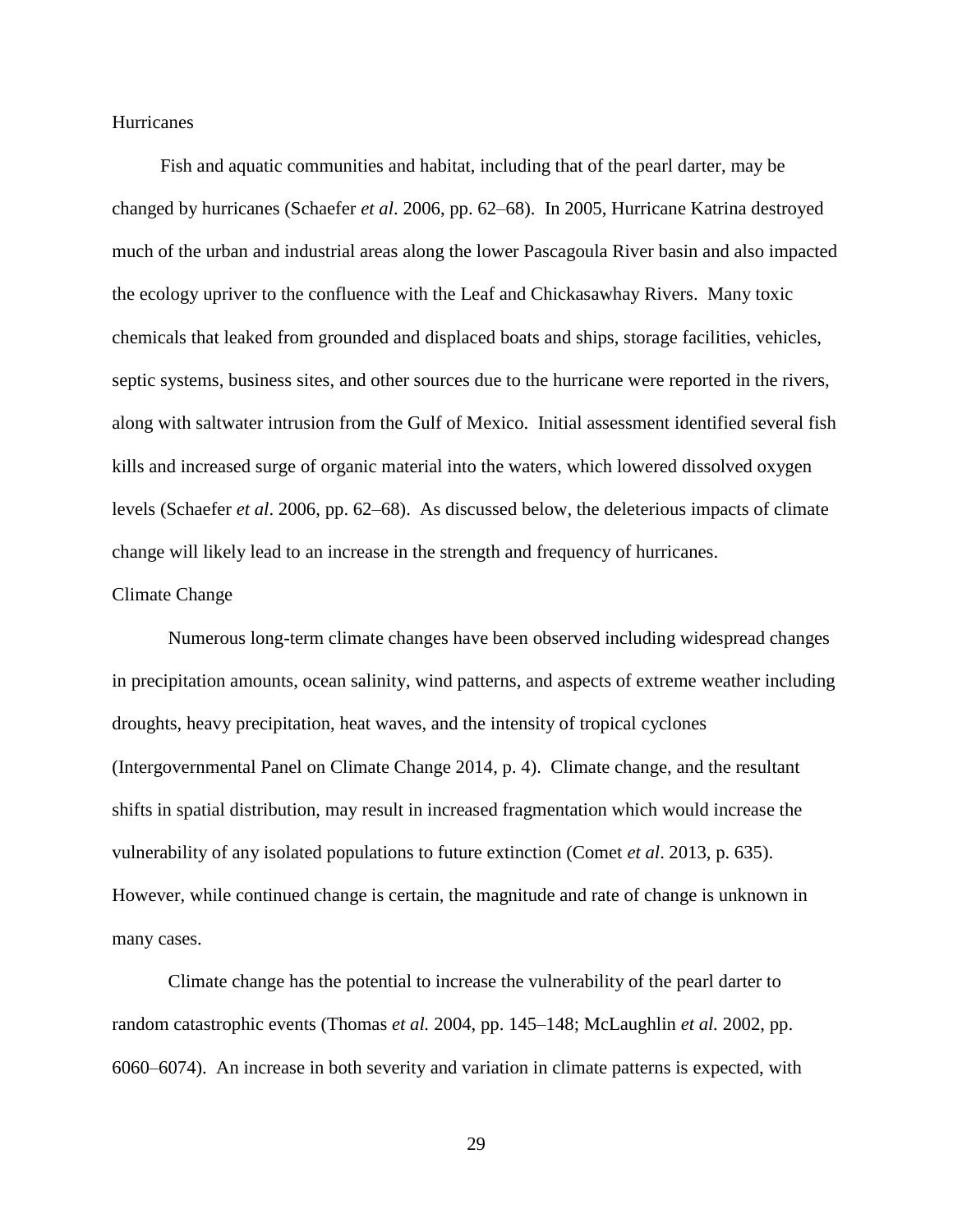## Hurricanes

Fish and aquatic communities and habitat, including that of the pearl darter, may be changed by hurricanes (Schaefer *et al*. 2006, pp. 62–68). In 2005, Hurricane Katrina destroyed much of the urban and industrial areas along the lower Pascagoula River basin and also impacted the ecology upriver to the confluence with the Leaf and Chickasawhay Rivers. Many toxic chemicals that leaked from grounded and displaced boats and ships, storage facilities, vehicles, septic systems, business sites, and other sources due to the hurricane were reported in the rivers, along with saltwater intrusion from the Gulf of Mexico. Initial assessment identified several fish kills and increased surge of organic material into the waters, which lowered dissolved oxygen levels (Schaefer *et al*. 2006, pp. 62–68). As discussed below, the deleterious impacts of climate change will likely lead to an increase in the strength and frequency of hurricanes.

## Climate Change

Numerous long-term climate changes have been observed including widespread changes in precipitation amounts, ocean salinity, wind patterns, and aspects of extreme weather including droughts, heavy precipitation, heat waves, and the intensity of tropical cyclones (Intergovernmental Panel on Climate Change 2014, p. 4). Climate change, and the resultant shifts in spatial distribution, may result in increased fragmentation which would increase the vulnerability of any isolated populations to future extinction (Comet *et al*. 2013, p. 635). However, while continued change is certain, the magnitude and rate of change is unknown in many cases.

Climate change has the potential to increase the vulnerability of the pearl darter to random catastrophic events (Thomas *et al.* 2004, pp. 145–148; McLaughlin *et al.* 2002, pp. 6060–6074). An increase in both severity and variation in climate patterns is expected, with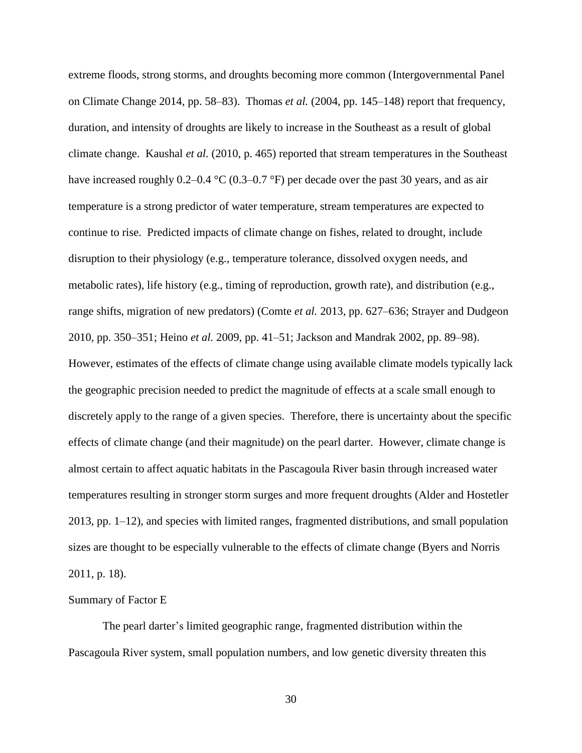extreme floods, strong storms, and droughts becoming more common (Intergovernmental Panel on Climate Change 2014, pp. 58–83). Thomas *et al.* (2004, pp. 145–148) report that frequency, duration, and intensity of droughts are likely to increase in the Southeast as a result of global climate change. Kaushal *et al.* (2010, p. 465) reported that stream temperatures in the Southeast have increased roughly 0.2–0.4 °C (0.3–0.7 °F) per decade over the past 30 years, and as air temperature is a strong predictor of water temperature, stream temperatures are expected to continue to rise. Predicted impacts of climate change on fishes, related to drought, include disruption to their physiology (e.g., temperature tolerance, dissolved oxygen needs, and metabolic rates), life history (e.g., timing of reproduction, growth rate), and distribution (e.g., range shifts, migration of new predators) (Comte *et al.* 2013, pp. 627–636; Strayer and Dudgeon 2010, pp. 350–351; Heino *et al.* 2009, pp. 41–51; Jackson and Mandrak 2002, pp. 89–98). However, estimates of the effects of climate change using available climate models typically lack the geographic precision needed to predict the magnitude of effects at a scale small enough to discretely apply to the range of a given species. Therefore, there is uncertainty about the specific effects of climate change (and their magnitude) on the pearl darter. However, climate change is almost certain to affect aquatic habitats in the Pascagoula River basin through increased water temperatures resulting in stronger storm surges and more frequent droughts (Alder and Hostetler 2013, pp. 1–12), and species with limited ranges, fragmented distributions, and small population sizes are thought to be especially vulnerable to the effects of climate change (Byers and Norris 2011, p. 18).

Summary of Factor E

The pearl darter's limited geographic range, fragmented distribution within the Pascagoula River system, small population numbers, and low genetic diversity threaten this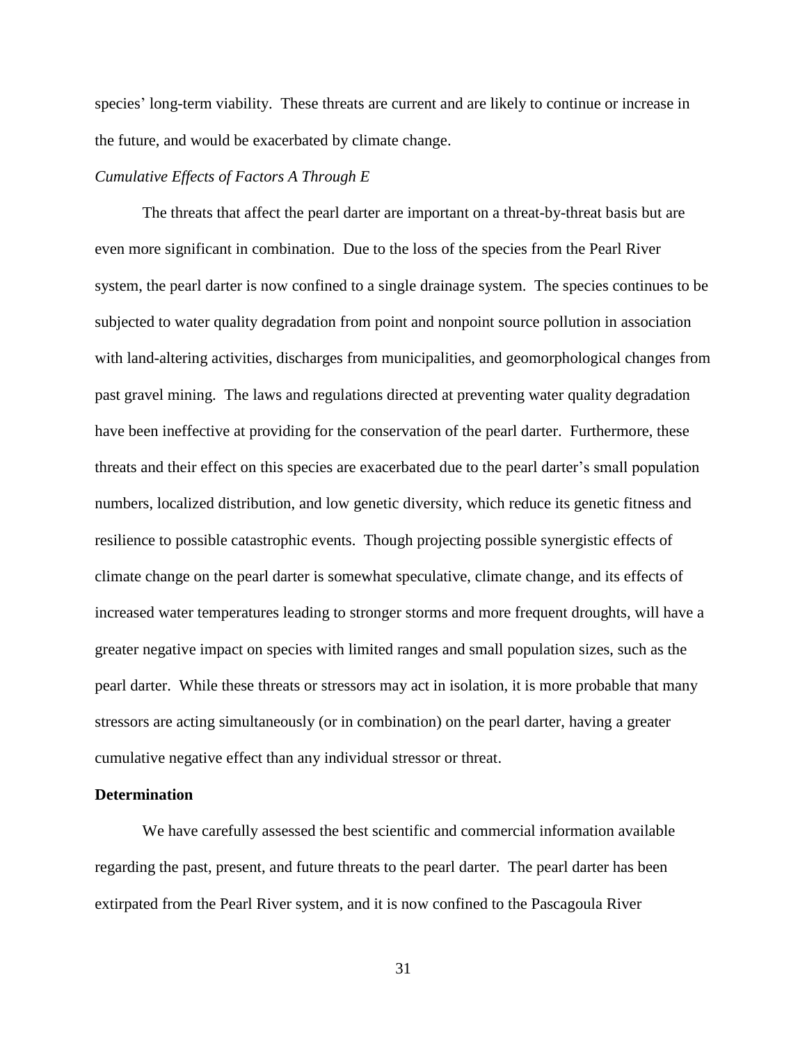species' long-term viability. These threats are current and are likely to continue or increase in the future, and would be exacerbated by climate change.

*Cumulative Effects of Factors A Through E*

The threats that affect the pearl darter are important on a threat-by-threat basis but are even more significant in combination. Due to the loss of the species from the Pearl River system, the pearl darter is now confined to a single drainage system. The species continues to be subjected to water quality degradation from point and nonpoint source pollution in association with land-altering activities, discharges from municipalities, and geomorphological changes from past gravel mining. The laws and regulations directed at preventing water quality degradation have been ineffective at providing for the conservation of the pearl darter. Furthermore, these threats and their effect on this species are exacerbated due to the pearl darter's small population numbers, localized distribution, and low genetic diversity, which reduce its genetic fitness and resilience to possible catastrophic events. Though projecting possible synergistic effects of climate change on the pearl darter is somewhat speculative, climate change, and its effects of increased water temperatures leading to stronger storms and more frequent droughts, will have a greater negative impact on species with limited ranges and small population sizes, such as the pearl darter. While these threats or stressors may act in isolation, it is more probable that many stressors are acting simultaneously (or in combination) on the pearl darter, having a greater cumulative negative effect than any individual stressor or threat.

**Determination**

We have carefully assessed the best scientific and commercial information available regarding the past, present, and future threats to the pearl darter. The pearl darter has been extirpated from the Pearl River system, and it is now confined to the Pascagoula River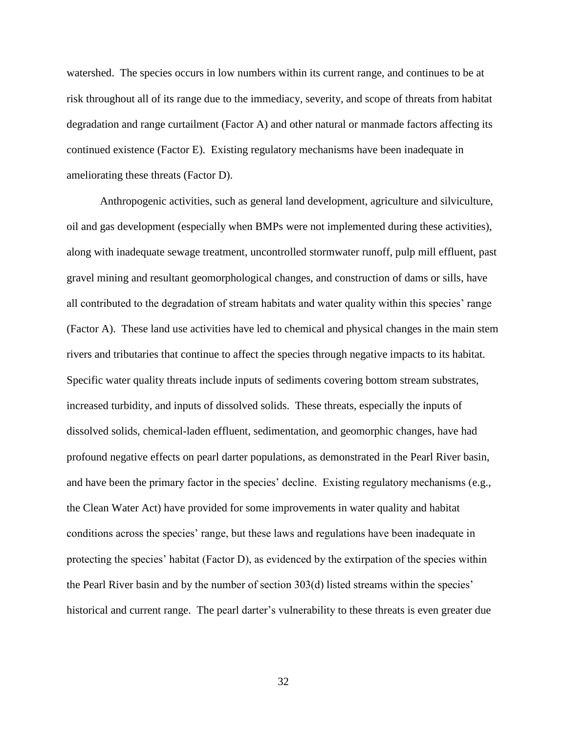watershed. The species occurs in low numbers within its current range, and continues to be at risk throughout all of its range due to the immediacy, severity, and scope of threats from habitat degradation and range curtailment (Factor A) and other natural or manmade factors affecting its continued existence (Factor E). Existing regulatory mechanisms have been inadequate in ameliorating these threats (Factor D).

Anthropogenic activities, such as general land development, agriculture and silviculture, oil and gas development (especially when BMPs were not implemented during these activities), along with inadequate sewage treatment, uncontrolled stormwater runoff, pulp mill effluent, past gravel mining and resultant geomorphological changes, and construction of dams or sills, have all contributed to the degradation of stream habitats and water quality within this species' range (Factor A). These land use activities have led to chemical and physical changes in the main stem rivers and tributaries that continue to affect the species through negative impacts to its habitat. Specific water quality threats include inputs of sediments covering bottom stream substrates, increased turbidity, and inputs of dissolved solids. These threats, especially the inputs of dissolved solids, chemical-laden effluent, sedimentation, and geomorphic changes, have had profound negative effects on pearl darter populations, as demonstrated in the Pearl River basin, and have been the primary factor in the species' decline. Existing regulatory mechanisms (e.g., the Clean Water Act) have provided for some improvements in water quality and habitat conditions across the species' range, but these laws and regulations have been inadequate in protecting the species' habitat (Factor D), as evidenced by the extirpation of the species within the Pearl River basin and by the number of section 303(d) listed streams within the species' historical and current range. The pearl darter's vulnerability to these threats is even greater due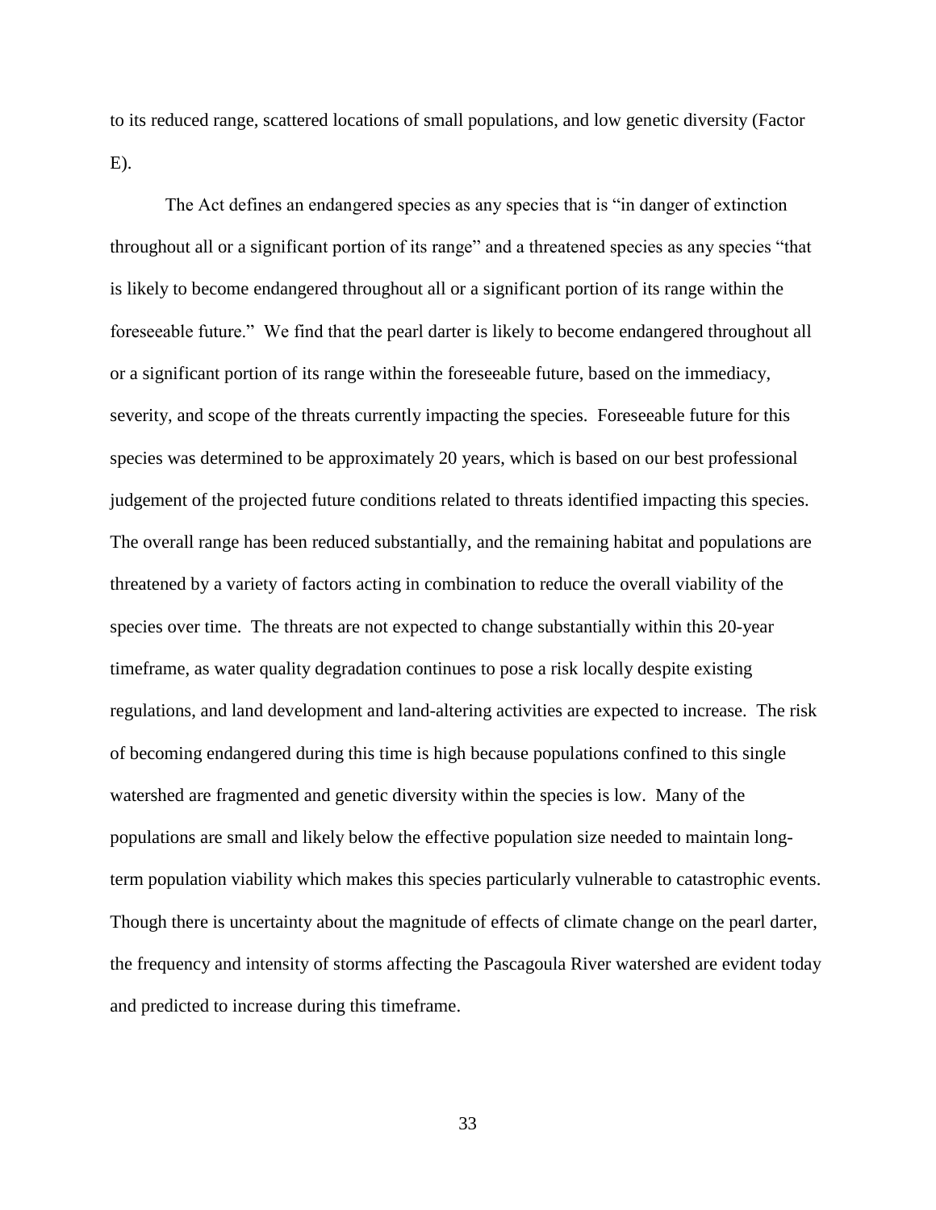to its reduced range, scattered locations of small populations, and low genetic diversity (Factor E).

The Act defines an endangered species as any species that is "in danger of extinction throughout all or a significant portion of its range" and a threatened species as any species "that is likely to become endangered throughout all or a significant portion of its range within the foreseeable future." We find that the pearl darter is likely to become endangered throughout all or a significant portion of its range within the foreseeable future, based on the immediacy, severity, and scope of the threats currently impacting the species. Foreseeable future for this species was determined to be approximately 20 years, which is based on our best professional judgement of the projected future conditions related to threats identified impacting this species. The overall range has been reduced substantially, and the remaining habitat and populations are threatened by a variety of factors acting in combination to reduce the overall viability of the species over time. The threats are not expected to change substantially within this 20-year timeframe, as water quality degradation continues to pose a risk locally despite existing regulations, and land development and land-altering activities are expected to increase. The risk of becoming endangered during this time is high because populations confined to this single watershed are fragmented and genetic diversity within the species is low. Many of the populations are small and likely below the effective population size needed to maintain long-term population viability which makes this species particularly vulnerable to catastrophic events. Though there is uncertainty about the magnitude of effects of climate change on the pearl darter, the frequency and intensity of storms affecting the Pascagoula River watershed are evident today and predicted to increase during this timeframe.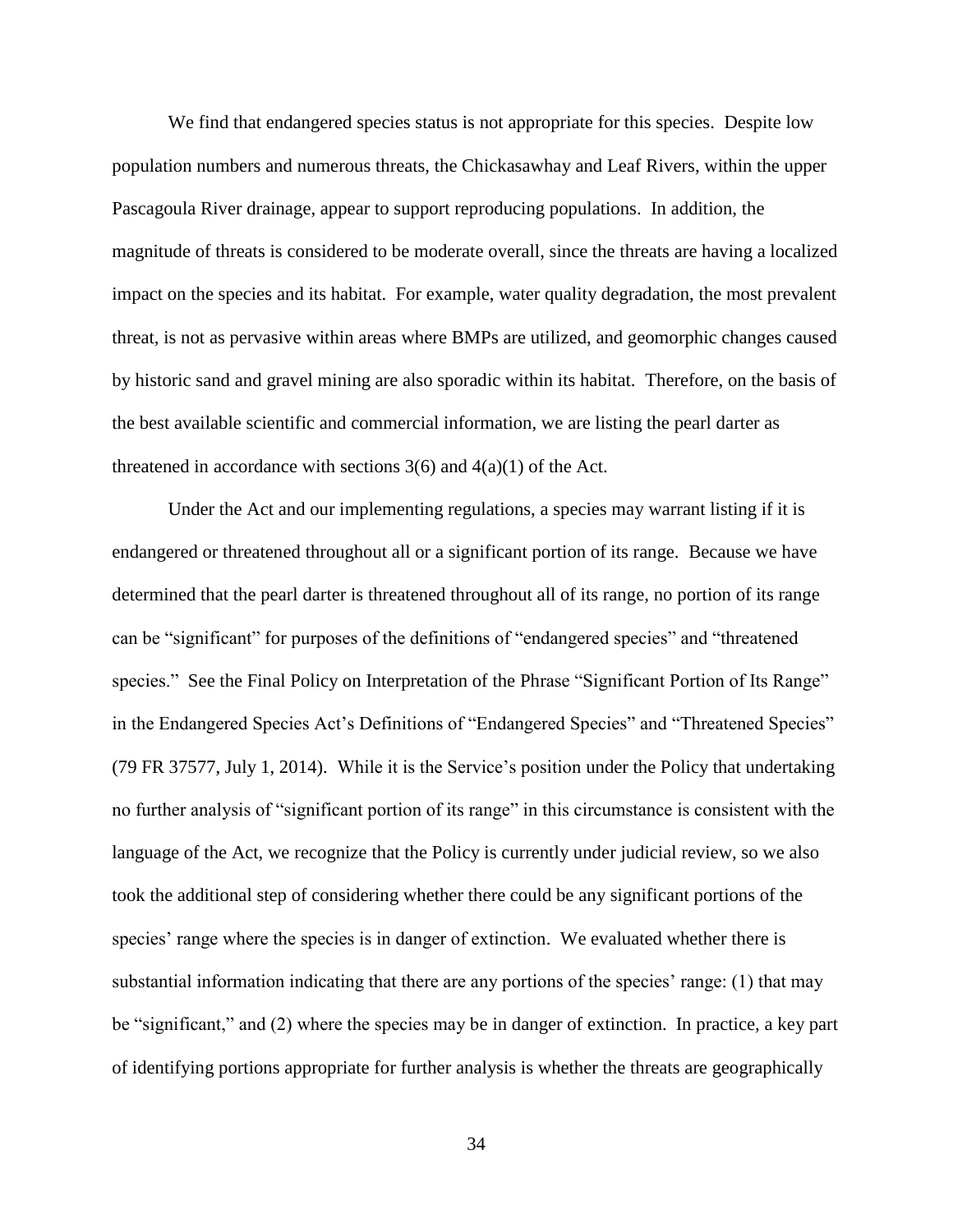We find that endangered species status is not appropriate for this species. Despite low population numbers and numerous threats, the Chickasawhay and Leaf Rivers, within the upper Pascagoula River drainage, appear to support reproducing populations. In addition, the magnitude of threats is considered to be moderate overall, since the threats are having a localized impact on the species and its habitat. For example, water quality degradation, the most prevalent threat, is not as pervasive within areas where BMPs are utilized, and geomorphic changes caused by historic sand and gravel mining are also sporadic within its habitat. Therefore, on the basis of the best available scientific and commercial information, we are listing the pearl darter as threatened in accordance with sections 3(6) and 4(a)(1) of the Act.

Under the Act and our implementing regulations, a species may warrant listing if it is endangered or threatened throughout all or a significant portion of its range. Because we have determined that the pearl darter is threatened throughout all of its range, no portion of its range can be "significant" for purposes of the definitions of "endangered species" and "threatened species." See the Final Policy on Interpretation of the Phrase "Significant Portion of Its Range" in the Endangered Species Act's Definitions of "Endangered Species" and "Threatened Species" (79 FR 37577, July 1, 2014). While it is the Service's position under the Policy that undertaking no further analysis of "significant portion of its range" in this circumstance is consistent with the language of the Act, we recognize that the Policy is currently under judicial review, so we also took the additional step of considering whether there could be any significant portions of the species' range where the species is in danger of extinction. We evaluated whether there is substantial information indicating that there are any portions of the species' range: (1) that may be "significant," and (2) where the species may be in danger of extinction. In practice, a key part of identifying portions appropriate for further analysis is whether the threats are geographically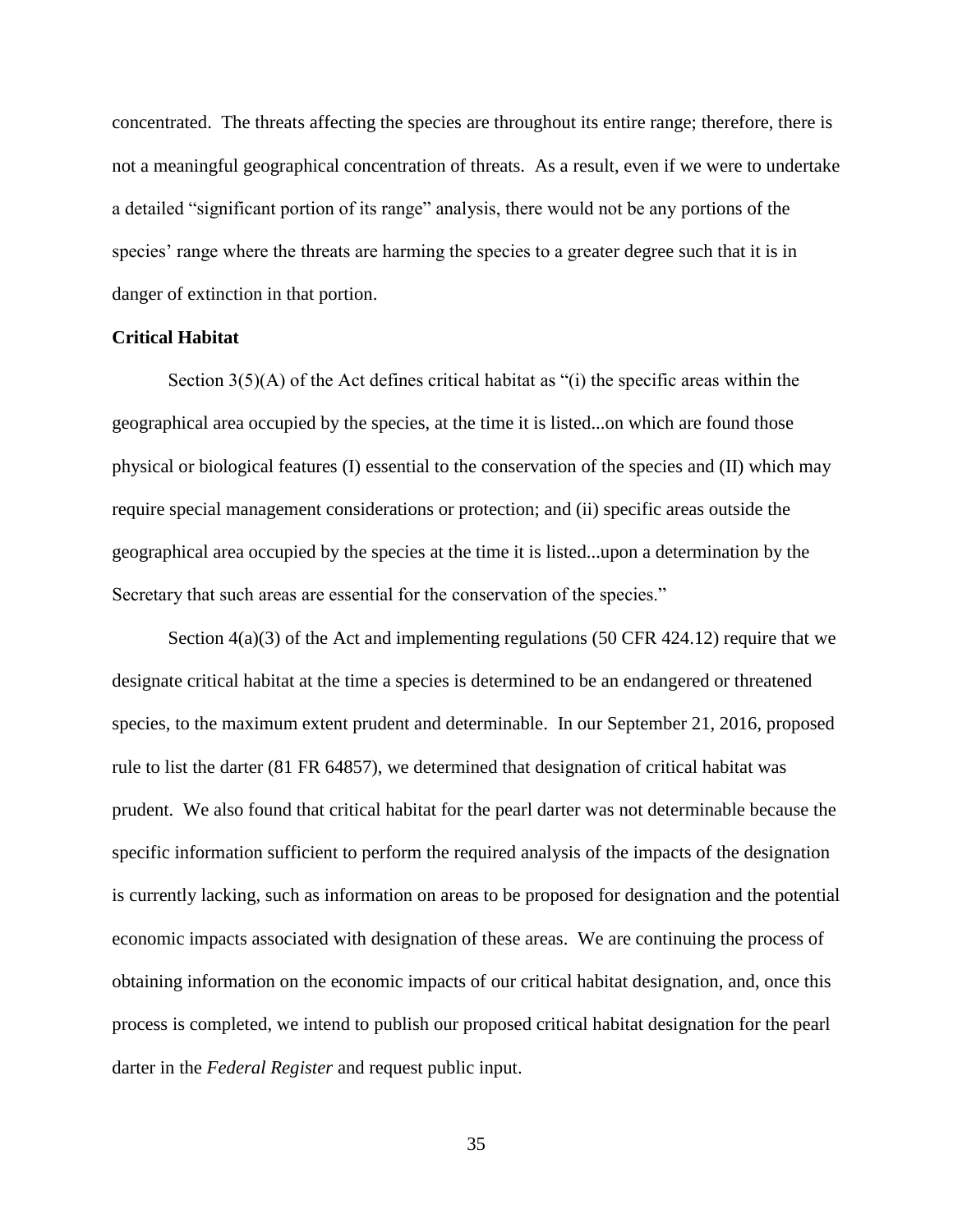concentrated. The threats affecting the species are throughout its entire range; therefore, there is not a meaningful geographical concentration of threats. As a result, even if we were to undertake a detailed "significant portion of its range" analysis, there would not be any portions of the species' range where the threats are harming the species to a greater degree such that it is in danger of extinction in that portion.

**Critical Habitat**

Section 3(5)(A) of the Act defines critical habitat as "(i) the specific areas within the geographical area occupied by the species, at the time it is listed...on which are found those physical or biological features (I) essential to the conservation of the species and (II) which may require special management considerations or protection; and (ii) specific areas outside the geographical area occupied by the species at the time it is listed...upon a determination by the Secretary that such areas are essential for the conservation of the species."

Section 4(a)(3) of the Act and implementing regulations (50 CFR 424.12) require that we designate critical habitat at the time a species is determined to be an endangered or threatened species, to the maximum extent prudent and determinable. In our September 21, 2016, proposed rule to list the darter (81 FR 64857), we determined that designation of critical habitat was prudent. We also found that critical habitat for the pearl darter was not determinable because the specific information sufficient to perform the required analysis of the impacts of the designation is currently lacking, such as information on areas to be proposed for designation and the potential economic impacts associated with designation of these areas. We are continuing the process of obtaining information on the economic impacts of our critical habitat designation, and, once this process is completed, we intend to publish our proposed critical habitat designation for the pearl darter in the *Federal Register* and request public input.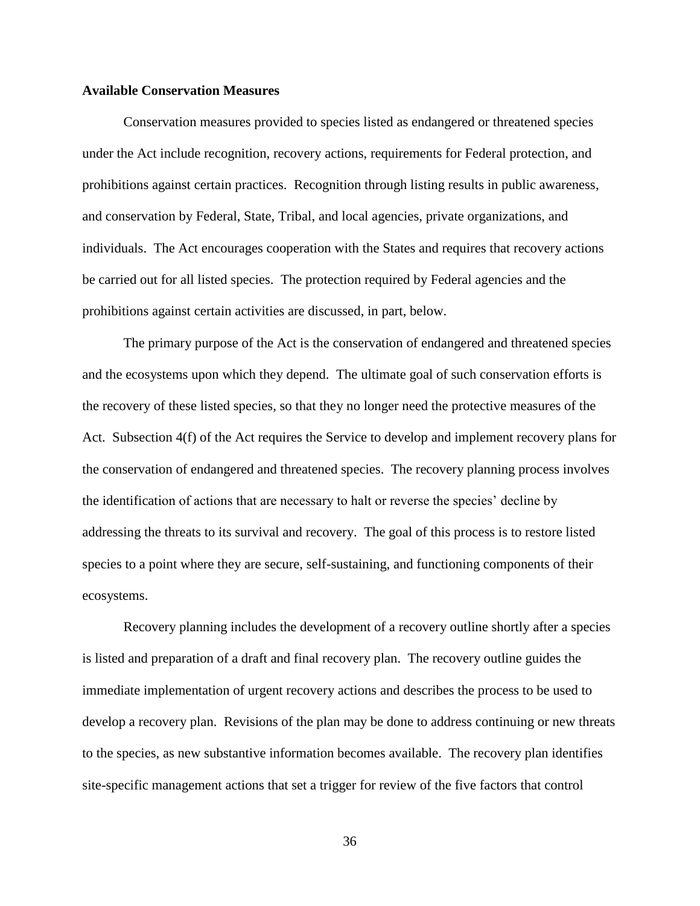**Available Conservation Measures**

Conservation measures provided to species listed as endangered or threatened species under the Act include recognition, recovery actions, requirements for Federal protection, and prohibitions against certain practices. Recognition through listing results in public awareness, and conservation by Federal, State, Tribal, and local agencies, private organizations, and individuals. The Act encourages cooperation with the States and requires that recovery actions be carried out for all listed species. The protection required by Federal agencies and the prohibitions against certain activities are discussed, in part, below.

The primary purpose of the Act is the conservation of endangered and threatened species and the ecosystems upon which they depend. The ultimate goal of such conservation efforts is the recovery of these listed species, so that they no longer need the protective measures of the Act. Subsection 4(f) of the Act requires the Service to develop and implement recovery plans for the conservation of endangered and threatened species. The recovery planning process involves the identification of actions that are necessary to halt or reverse the species' decline by addressing the threats to its survival and recovery. The goal of this process is to restore listed species to a point where they are secure, self-sustaining, and functioning components of their ecosystems.

Recovery planning includes the development of a recovery outline shortly after a species is listed and preparation of a draft and final recovery plan. The recovery outline guides the immediate implementation of urgent recovery actions and describes the process to be used to develop a recovery plan. Revisions of the plan may be done to address continuing or new threats to the species, as new substantive information becomes available. The recovery plan identifies site-specific management actions that set a trigger for review of the five factors that control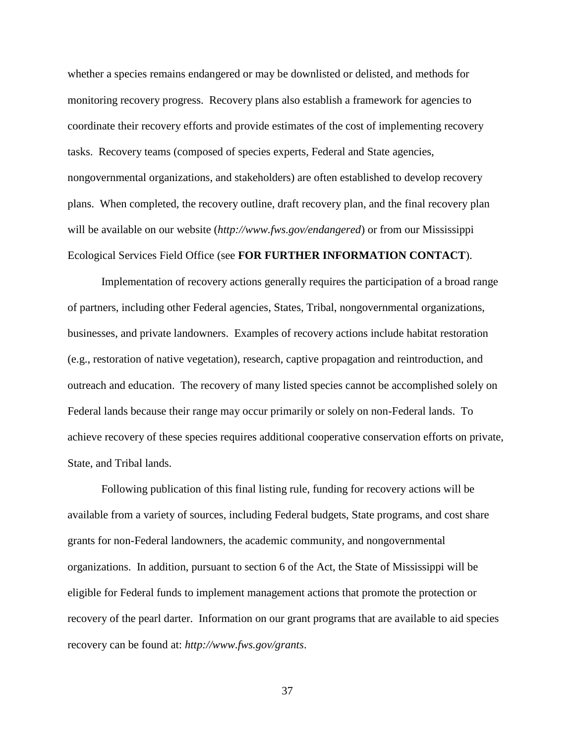whether a species remains endangered or may be downlisted or delisted, and methods for monitoring recovery progress. Recovery plans also establish a framework for agencies to coordinate their recovery efforts and provide estimates of the cost of implementing recovery tasks. Recovery teams (composed of species experts, Federal and State agencies, nongovernmental organizations, and stakeholders) are often established to develop recovery plans. When completed, the recovery outline, draft recovery plan, and the final recovery plan will be available on our website (*http://www.fws.gov/endangered*) or from our Mississippi Ecological Services Field Office (see **FOR FURTHER INFORMATION CONTACT**).

Implementation of recovery actions generally requires the participation of a broad range of partners, including other Federal agencies, States, Tribal, nongovernmental organizations, businesses, and private landowners. Examples of recovery actions include habitat restoration (e.g., restoration of native vegetation), research, captive propagation and reintroduction, and outreach and education. The recovery of many listed species cannot be accomplished solely on Federal lands because their range may occur primarily or solely on non-Federal lands. To achieve recovery of these species requires additional cooperative conservation efforts on private, State, and Tribal lands.

Following publication of this final listing rule, funding for recovery actions will be available from a variety of sources, including Federal budgets, State programs, and cost share grants for non-Federal landowners, the academic community, and nongovernmental organizations. In addition, pursuant to section 6 of the Act, the State of Mississippi will be eligible for Federal funds to implement management actions that promote the protection or recovery of the pearl darter. Information on our grant programs that are available to aid species recovery can be found at: *http://www.fws.gov/grants*.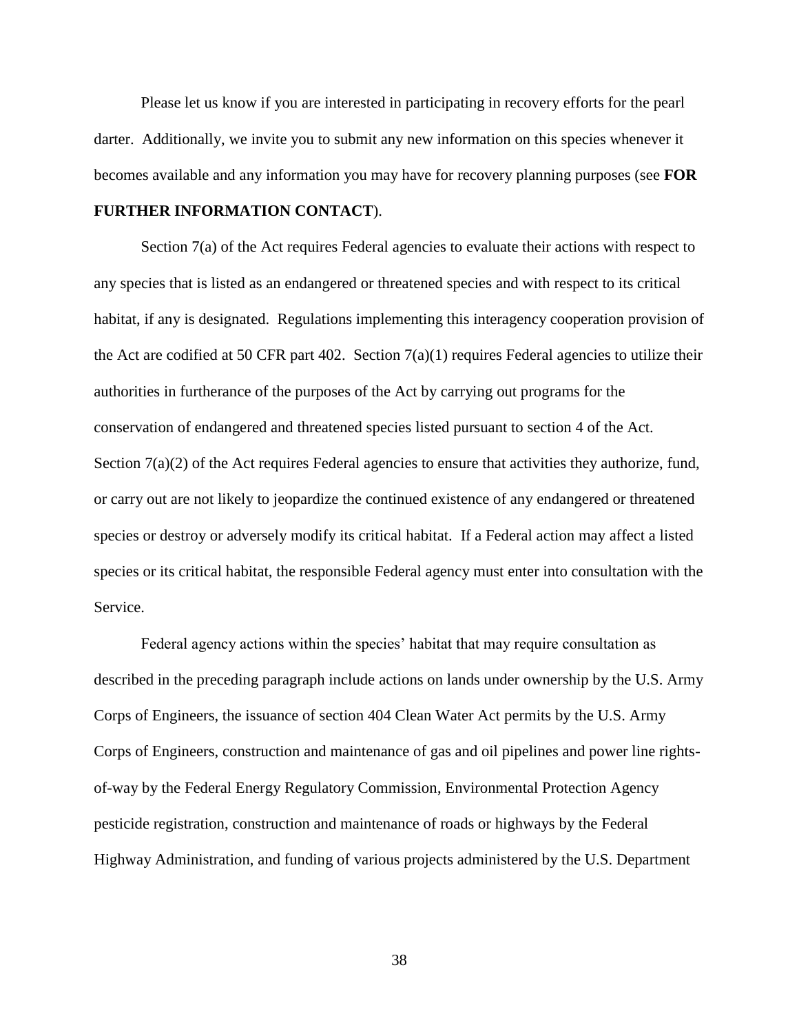Please let us know if you are interested in participating in recovery efforts for the pearl darter. Additionally, we invite you to submit any new information on this species whenever it becomes available and any information you may have for recovery planning purposes (see **FOR FURTHER INFORMATION CONTACT**).

Section 7(a) of the Act requires Federal agencies to evaluate their actions with respect to any species that is listed as an endangered or threatened species and with respect to its critical habitat, if any is designated. Regulations implementing this interagency cooperation provision of the Act are codified at 50 CFR part 402. Section 7(a)(1) requires Federal agencies to utilize their authorities in furtherance of the purposes of the Act by carrying out programs for the conservation of endangered and threatened species listed pursuant to section 4 of the Act. Section 7(a)(2) of the Act requires Federal agencies to ensure that activities they authorize, fund, or carry out are not likely to jeopardize the continued existence of any endangered or threatened species or destroy or adversely modify its critical habitat. If a Federal action may affect a listed species or its critical habitat, the responsible Federal agency must enter into consultation with the Service.

Federal agency actions within the species' habitat that may require consultation as described in the preceding paragraph include actions on lands under ownership by the U.S. Army Corps of Engineers, the issuance of section 404 Clean Water Act permits by the U.S. Army Corps of Engineers, construction and maintenance of gas and oil pipelines and power line rights-of-way by the Federal Energy Regulatory Commission, Environmental Protection Agency pesticide registration, construction and maintenance of roads or highways by the Federal Highway Administration, and funding of various projects administered by the U.S. Department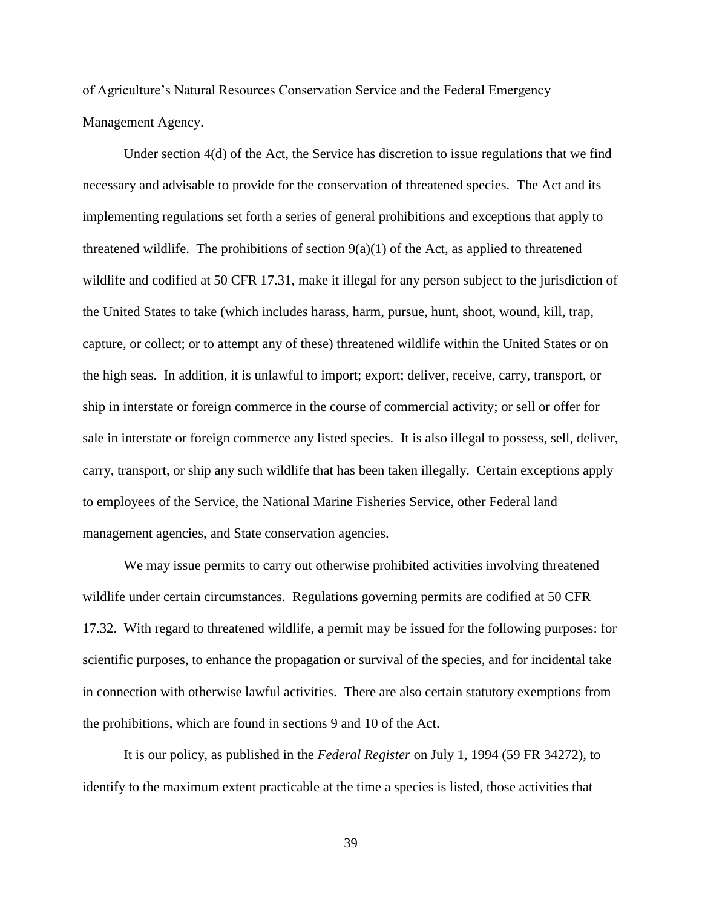of Agriculture's Natural Resources Conservation Service and the Federal Emergency Management Agency.

Under section 4(d) of the Act, the Service has discretion to issue regulations that we find necessary and advisable to provide for the conservation of threatened species. The Act and its implementing regulations set forth a series of general prohibitions and exceptions that apply to threatened wildlife. The prohibitions of section 9(a)(1) of the Act, as applied to threatened wildlife and codified at 50 CFR 17.31, make it illegal for any person subject to the jurisdiction of the United States to take (which includes harass, harm, pursue, hunt, shoot, wound, kill, trap, capture, or collect; or to attempt any of these) threatened wildlife within the United States or on the high seas. In addition, it is unlawful to import; export; deliver, receive, carry, transport, or ship in interstate or foreign commerce in the course of commercial activity; or sell or offer for sale in interstate or foreign commerce any listed species. It is also illegal to possess, sell, deliver, carry, transport, or ship any such wildlife that has been taken illegally. Certain exceptions apply to employees of the Service, the National Marine Fisheries Service, other Federal land management agencies, and State conservation agencies.

We may issue permits to carry out otherwise prohibited activities involving threatened wildlife under certain circumstances. Regulations governing permits are codified at 50 CFR 17.32. With regard to threatened wildlife, a permit may be issued for the following purposes: for scientific purposes, to enhance the propagation or survival of the species, and for incidental take in connection with otherwise lawful activities. There are also certain statutory exemptions from the prohibitions, which are found in sections 9 and 10 of the Act.

It is our policy, as published in the *Federal Register* on July 1, 1994 (59 FR 34272), to identify to the maximum extent practicable at the time a species is listed, those activities that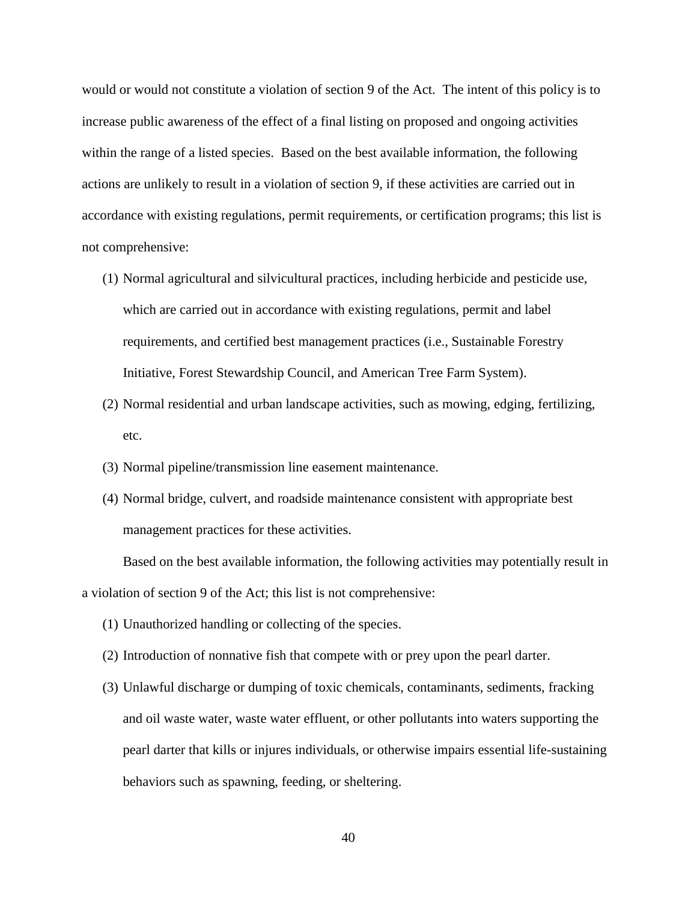would or would not constitute a violation of section 9 of the Act. The intent of this policy is to increase public awareness of the effect of a final listing on proposed and ongoing activities within the range of a listed species. Based on the best available information, the following actions are unlikely to result in a violation of section 9, if these activities are carried out in accordance with existing regulations, permit requirements, or certification programs; this list is not comprehensive:

(1) Normal agricultural and silvicultural practices, including herbicide and pesticide use, which are carried out in accordance with existing regulations, permit and label requirements, and certified best management practices (i.e., Sustainable Forestry Initiative, Forest Stewardship Council, and American Tree Farm System).

(2) Normal residential and urban landscape activities, such as mowing, edging, fertilizing, etc.

(3) Normal pipeline/transmission line easement maintenance.

(4) Normal bridge, culvert, and roadside maintenance consistent with appropriate best management practices for these activities.

Based on the best available information, the following activities may potentially result in a violation of section 9 of the Act; this list is not comprehensive:

(1) Unauthorized handling or collecting of the species.

(2) Introduction of nonnative fish that compete with or prey upon the pearl darter.

(3) Unlawful discharge or dumping of toxic chemicals, contaminants, sediments, fracking and oil waste water, waste water effluent, or other pollutants into waters supporting the pearl darter that kills or injures individuals, or otherwise impairs essential life-sustaining behaviors such as spawning, feeding, or sheltering.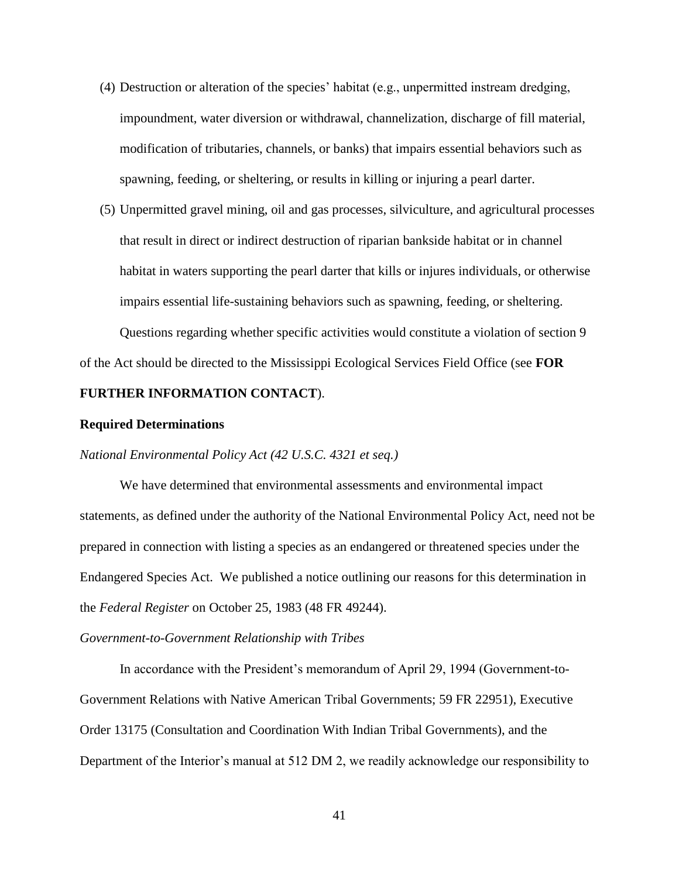(4) Destruction or alteration of the species' habitat (e.g., unpermitted instream dredging, impoundment, water diversion or withdrawal, channelization, discharge of fill material, modification of tributaries, channels, or banks) that impairs essential behaviors such as spawning, feeding, or sheltering, or results in killing or injuring a pearl darter.

(5) Unpermitted gravel mining, oil and gas processes, silviculture, and agricultural processes that result in direct or indirect destruction of riparian bankside habitat or in channel habitat in waters supporting the pearl darter that kills or injures individuals, or otherwise impairs essential life-sustaining behaviors such as spawning, feeding, or sheltering.

Questions regarding whether specific activities would constitute a violation of section 9 of the Act should be directed to the Mississippi Ecological Services Field Office (see **FOR FURTHER INFORMATION CONTACT**).

**Required Determinations**

*National Environmental Policy Act (42 U.S.C. 4321 et seq.)*

We have determined that environmental assessments and environmental impact statements, as defined under the authority of the National Environmental Policy Act, need not be prepared in connection with listing a species as an endangered or threatened species under the Endangered Species Act. We published a notice outlining our reasons for this determination in the *Federal Register* on October 25, 1983 (48 FR 49244).

*Government-to-Government Relationship with Tribes*

In accordance with the President's memorandum of April 29, 1994 (Government-to-Government Relations with Native American Tribal Governments; 59 FR 22951), Executive Order 13175 (Consultation and Coordination With Indian Tribal Governments), and the Department of the Interior's manual at 512 DM 2, we readily acknowledge our responsibility to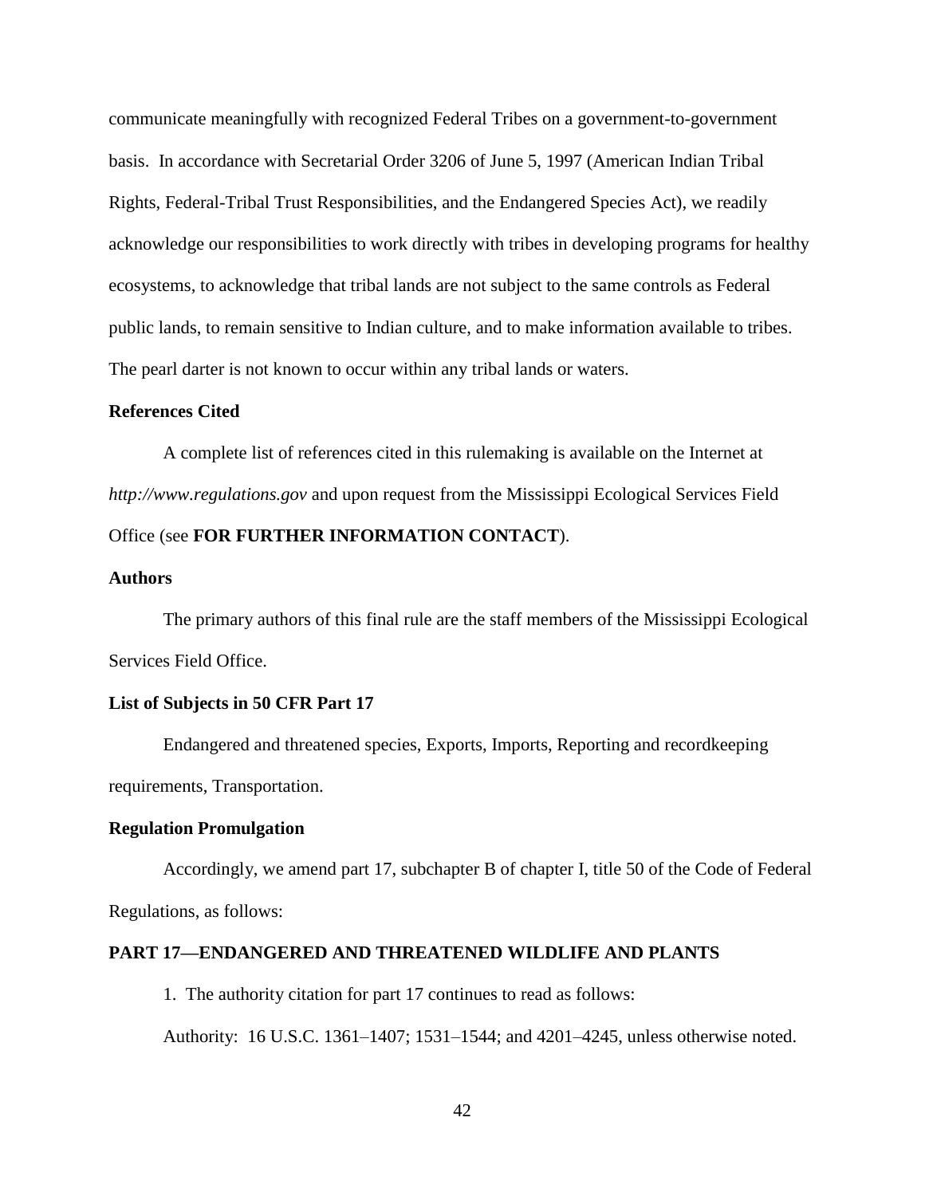communicate meaningfully with recognized Federal Tribes on a government-to-government basis. In accordance with Secretarial Order 3206 of June 5, 1997 (American Indian Tribal Rights, Federal-Tribal Trust Responsibilities, and the Endangered Species Act), we readily acknowledge our responsibilities to work directly with tribes in developing programs for healthy ecosystems, to acknowledge that tribal lands are not subject to the same controls as Federal public lands, to remain sensitive to Indian culture, and to make information available to tribes. The pearl darter is not known to occur within any tribal lands or waters.

**References Cited**

A complete list of references cited in this rulemaking is available on the Internet at *http://www.regulations.gov* and upon request from the Mississippi Ecological Services Field Office (see **FOR FURTHER INFORMATION CONTACT**).

**Authors**

The primary authors of this final rule are the staff members of the Mississippi Ecological Services Field Office.

**List of Subjects in 50 CFR Part 17**

Endangered and threatened species, Exports, Imports, Reporting and recordkeeping requirements, Transportation.

**Regulation Promulgation**

Accordingly, we amend part 17, subchapter B of chapter I, title 50 of the Code of Federal Regulations, as follows:

**PART 17—ENDANGERED AND THREATENED WILDLIFE AND PLANTS**

1. The authority citation for part 17 continues to read as follows:

Authority: 16 U.S.C. 1361–1407; 1531–1544; and 4201–4245, unless otherwise noted.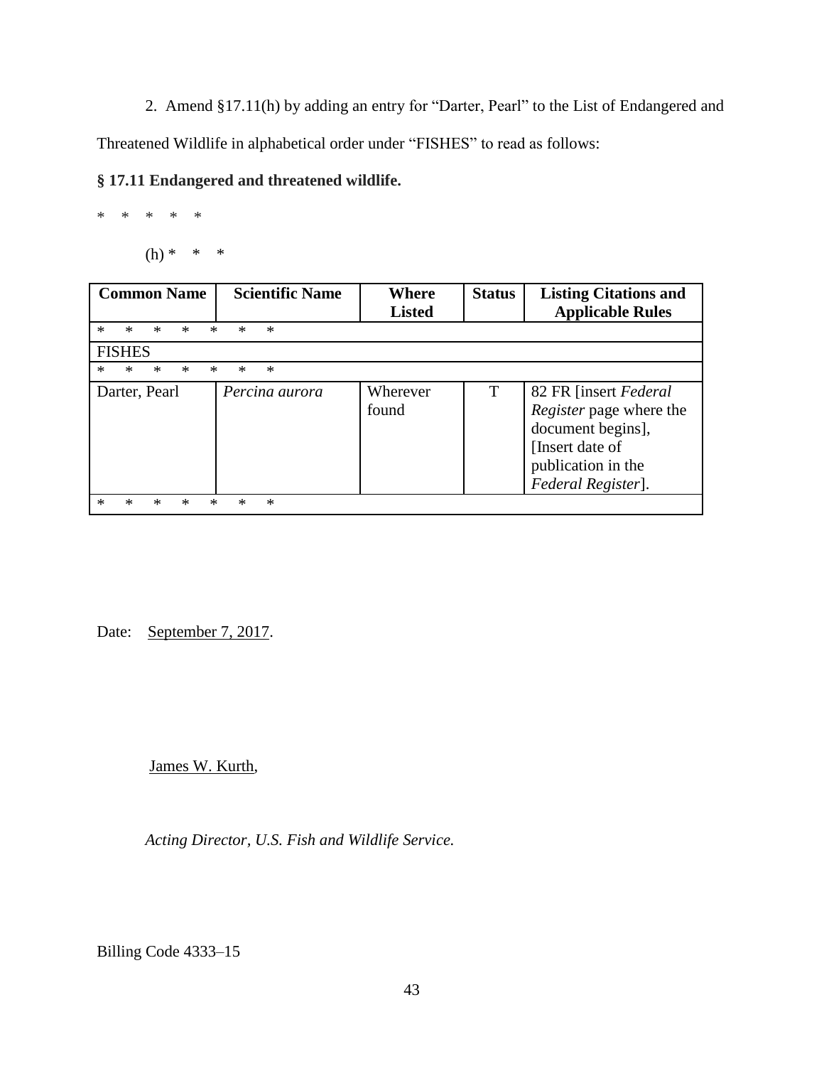2. Amend §17.11(h) by adding an entry for "Darter, Pearl" to the List of Endangered and Threatened Wildlife in alphabetical order under "FISHES" to read as follows:

**§ 17.11 Endangered and threatened wildlife.**

\* \* \* \* \*

(h) \* \* \*

| Common Name | Scientific Name | Where Listed | Status | Listing Citations and Applicable Rules |
|---|---|---|---|---|
| \* \* \* \* \* \* \* | | | | |
| FISHES | | | | |
| \* \* \* \* \* \* \* | | | | |
| Darter, Pearl | *Percina aurora* | Wherever found | T | 82 FR [insert *Federal Register* page where the document begins], [Insert date of publication in the *Federal Register*]. |
| \* \* \* \* \* \* \* | | | | |

Date: September 7, 2017.

James W. Kurth,

*Acting Director, U.S. Fish and Wildlife Service.*

Billing Code 4333–15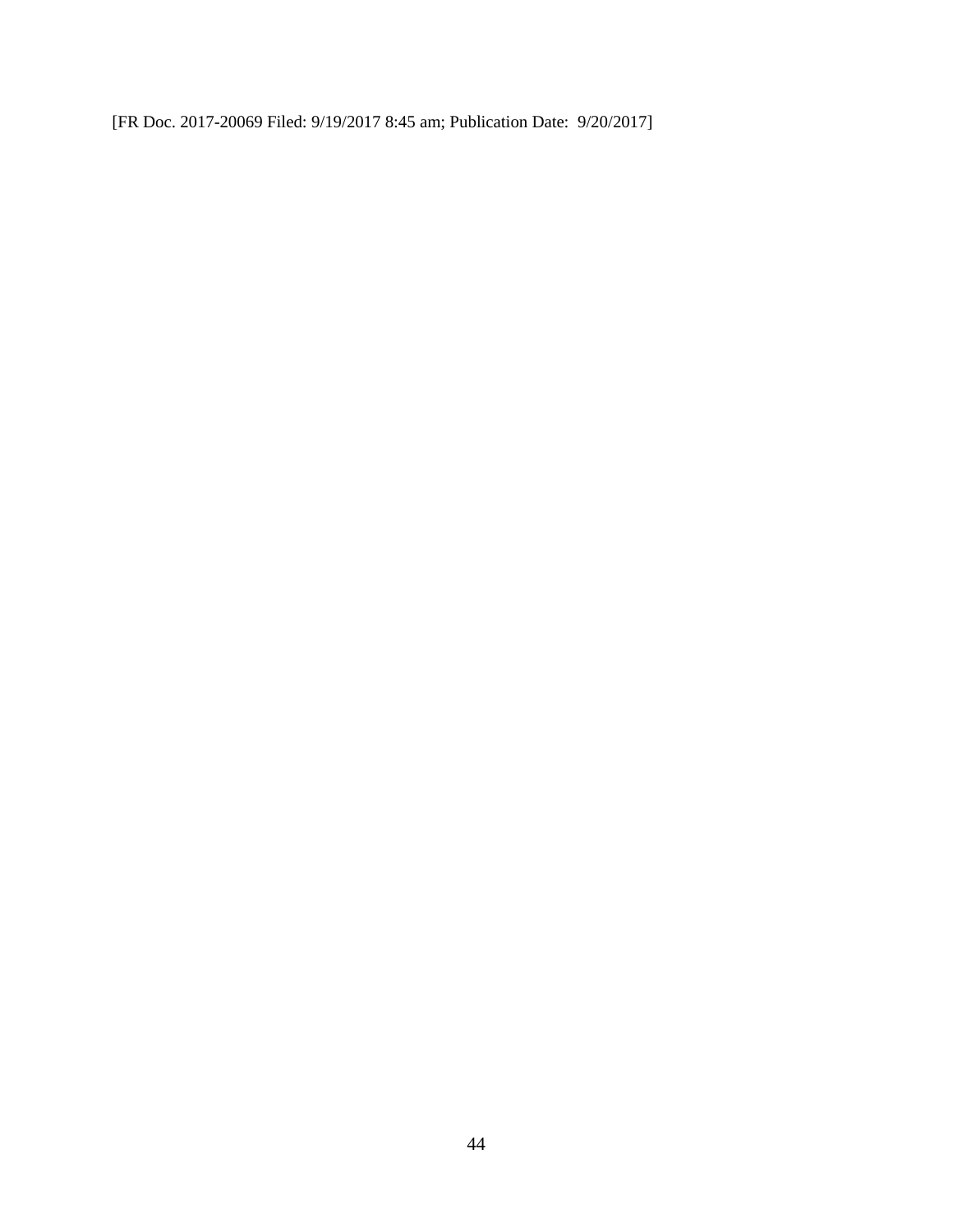[FR Doc. 2017-20069 Filed: 9/19/2017 8:45 am; Publication Date: 9/20/2017]